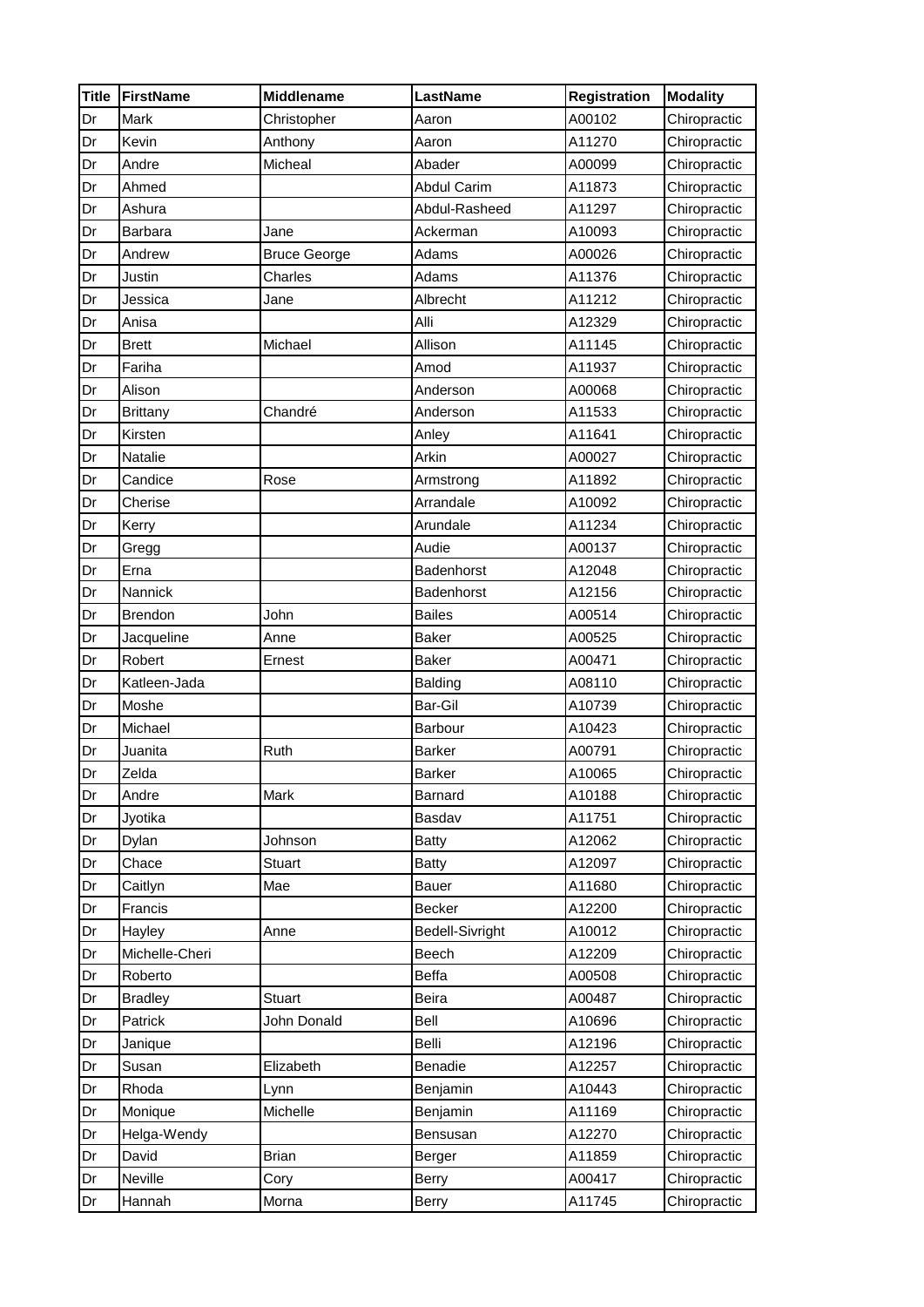| Title | FirstName | Middlename | LastName | Registration | Modality |
|---|---|---|---|---|---|
| Dr | Mark | Christopher | Aaron | A00102 | Chiropractic |
| Dr | Kevin | Anthony | Aaron | A11270 | Chiropractic |
| Dr | Andre | Micheal | Abader | A00099 | Chiropractic |
| Dr | Ahmed | | Abdul Carim | A11873 | Chiropractic |
| Dr | Ashura | | Abdul-Rasheed | A11297 | Chiropractic |
| Dr | Barbara | Jane | Ackerman | A10093 | Chiropractic |
| Dr | Andrew | Bruce George | Adams | A00026 | Chiropractic |
| Dr | Justin | Charles | Adams | A11376 | Chiropractic |
| Dr | Jessica | Jane | Albrecht | A11212 | Chiropractic |
| Dr | Anisa | | Alli | A12329 | Chiropractic |
| Dr | Brett | Michael | Allison | A11145 | Chiropractic |
| Dr | Fariha | | Amod | A11937 | Chiropractic |
| Dr | Alison | | Anderson | A00068 | Chiropractic |
| Dr | Brittany | Chandré | Anderson | A11533 | Chiropractic |
| Dr | Kirsten | | Anley | A11641 | Chiropractic |
| Dr | Natalie | | Arkin | A00027 | Chiropractic |
| Dr | Candice | Rose | Armstrong | A11892 | Chiropractic |
| Dr | Cherise | | Arrandale | A10092 | Chiropractic |
| Dr | Kerry | | Arundale | A11234 | Chiropractic |
| Dr | Gregg | | Audie | A00137 | Chiropractic |
| Dr | Erna | | Badenhorst | A12048 | Chiropractic |
| Dr | Nannick | | Badenhorst | A12156 | Chiropractic |
| Dr | Brendon | John | Bailes | A00514 | Chiropractic |
| Dr | Jacqueline | Anne | Baker | A00525 | Chiropractic |
| Dr | Robert | Ernest | Baker | A00471 | Chiropractic |
| Dr | Katleen-Jada | | Balding | A08110 | Chiropractic |
| Dr | Moshe | | Bar-Gil | A10739 | Chiropractic |
| Dr | Michael | | Barbour | A10423 | Chiropractic |
| Dr | Juanita | Ruth | Barker | A00791 | Chiropractic |
| Dr | Zelda | | Barker | A10065 | Chiropractic |
| Dr | Andre | Mark | Barnard | A10188 | Chiropractic |
| Dr | Jyotika | | Basdav | A11751 | Chiropractic |
| Dr | Dylan | Johnson | Batty | A12062 | Chiropractic |
| Dr | Chace | Stuart | Batty | A12097 | Chiropractic |
| Dr | Caitlyn | Mae | Bauer | A11680 | Chiropractic |
| Dr | Francis | | Becker | A12200 | Chiropractic |
| Dr | Hayley | Anne | Bedell-Sivright | A10012 | Chiropractic |
| Dr | Michelle-Cheri | | Beech | A12209 | Chiropractic |
| Dr | Roberto | | Beffa | A00508 | Chiropractic |
| Dr | Bradley | Stuart | Beira | A00487 | Chiropractic |
| Dr | Patrick | John Donald | Bell | A10696 | Chiropractic |
| Dr | Janique | | Belli | A12196 | Chiropractic |
| Dr | Susan | Elizabeth | Benadie | A12257 | Chiropractic |
| Dr | Rhoda | Lynn | Benjamin | A10443 | Chiropractic |
| Dr | Monique | Michelle | Benjamin | A11169 | Chiropractic |
| Dr | Helga-Wendy | | Bensusan | A12270 | Chiropractic |
| Dr | David | Brian | Berger | A11859 | Chiropractic |
| Dr | Neville | Cory | Berry | A00417 | Chiropractic |
| Dr | Hannah | Morna | Berry | A11745 | Chiropractic |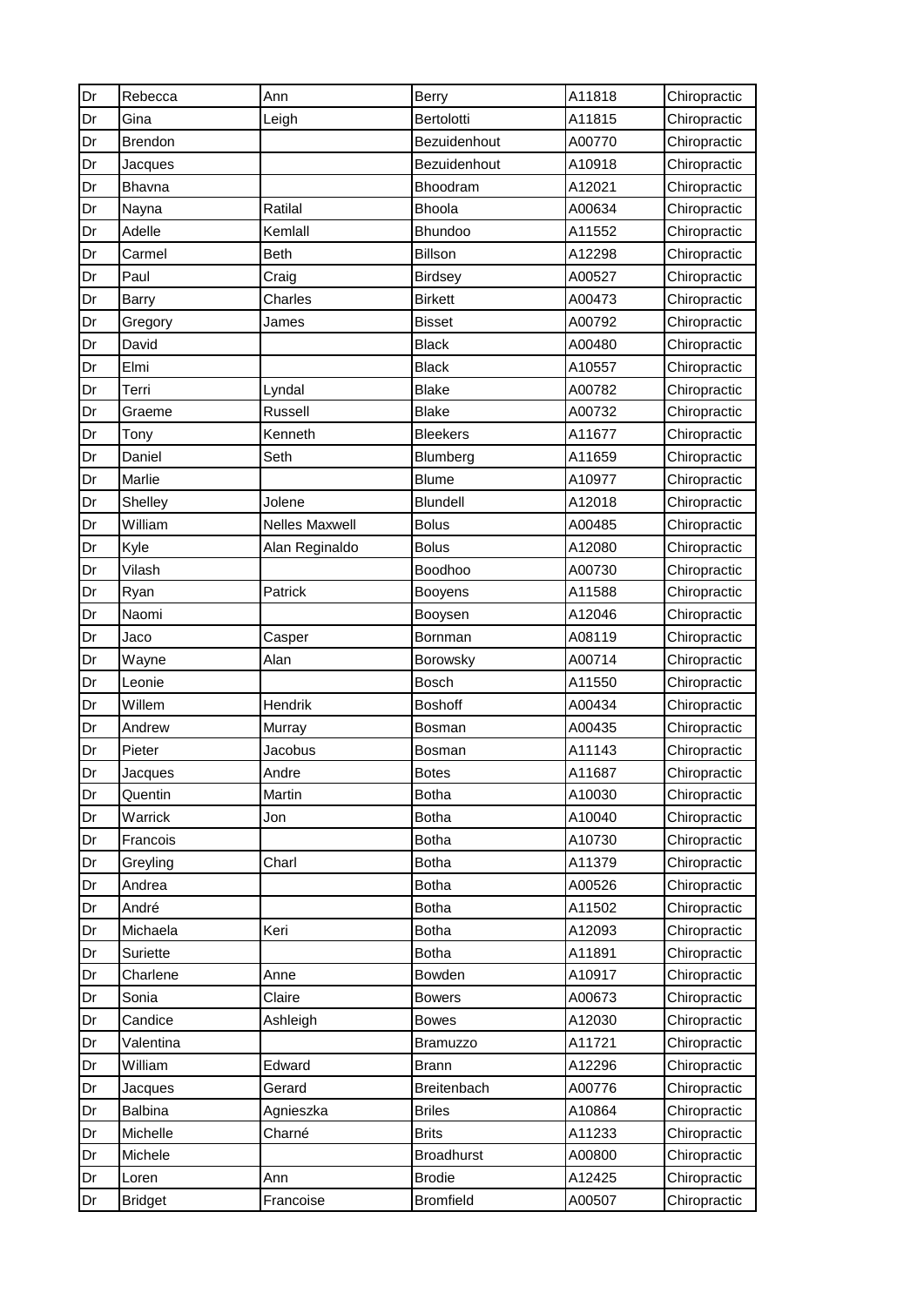| Dr | Rebecca | Ann | Berry | A11818 | Chiropractic |
|---|---|---|---|---|---|
| Dr | Gina | Leigh | Bertolotti | A11815 | Chiropractic |
| Dr | Brendon | | Bezuidenhout | A00770 | Chiropractic |
| Dr | Jacques | | Bezuidenhout | A10918 | Chiropractic |
| Dr | Bhavna | | Bhoodram | A12021 | Chiropractic |
| Dr | Nayna | Ratilal | Bhoola | A00634 | Chiropractic |
| Dr | Adelle | Kemlall | Bhundoo | A11552 | Chiropractic |
| Dr | Carmel | Beth | Billson | A12298 | Chiropractic |
| Dr | Paul | Craig | Birdsey | A00527 | Chiropractic |
| Dr | Barry | Charles | Birkett | A00473 | Chiropractic |
| Dr | Gregory | James | Bisset | A00792 | Chiropractic |
| Dr | David | | Black | A00480 | Chiropractic |
| Dr | Elmi | | Black | A10557 | Chiropractic |
| Dr | Terri | Lyndal | Blake | A00782 | Chiropractic |
| Dr | Graeme | Russell | Blake | A00732 | Chiropractic |
| Dr | Tony | Kenneth | Bleekers | A11677 | Chiropractic |
| Dr | Daniel | Seth | Blumberg | A11659 | Chiropractic |
| Dr | Marlie | | Blume | A10977 | Chiropractic |
| Dr | Shelley | Jolene | Blundell | A12018 | Chiropractic |
| Dr | William | Nelles Maxwell | Bolus | A00485 | Chiropractic |
| Dr | Kyle | Alan Reginaldo | Bolus | A12080 | Chiropractic |
| Dr | Vilash | | Boodhoo | A00730 | Chiropractic |
| Dr | Ryan | Patrick | Booyens | A11588 | Chiropractic |
| Dr | Naomi | | Booysen | A12046 | Chiropractic |
| Dr | Jaco | Casper | Bornman | A08119 | Chiropractic |
| Dr | Wayne | Alan | Borowsky | A00714 | Chiropractic |
| Dr | Leonie | | Bosch | A11550 | Chiropractic |
| Dr | Willem | Hendrik | Boshoff | A00434 | Chiropractic |
| Dr | Andrew | Murray | Bosman | A00435 | Chiropractic |
| Dr | Pieter | Jacobus | Bosman | A11143 | Chiropractic |
| Dr | Jacques | Andre | Botes | A11687 | Chiropractic |
| Dr | Quentin | Martin | Botha | A10030 | Chiropractic |
| Dr | Warrick | Jon | Botha | A10040 | Chiropractic |
| Dr | Francois | | Botha | A10730 | Chiropractic |
| Dr | Greyling | Charl | Botha | A11379 | Chiropractic |
| Dr | Andrea | | Botha | A00526 | Chiropractic |
| Dr | André | | Botha | A11502 | Chiropractic |
| Dr | Michaela | Keri | Botha | A12093 | Chiropractic |
| Dr | Suriette | | Botha | A11891 | Chiropractic |
| Dr | Charlene | Anne | Bowden | A10917 | Chiropractic |
| Dr | Sonia | Claire | Bowers | A00673 | Chiropractic |
| Dr | Candice | Ashleigh | Bowes | A12030 | Chiropractic |
| Dr | Valentina | | Bramuzzo | A11721 | Chiropractic |
| Dr | William | Edward | Brann | A12296 | Chiropractic |
| Dr | Jacques | Gerard | Breitenbach | A00776 | Chiropractic |
| Dr | Balbina | Agnieszka | Briles | A10864 | Chiropractic |
| Dr | Michelle | Charné | Brits | A11233 | Chiropractic |
| Dr | Michele | | Broadhurst | A00800 | Chiropractic |
| Dr | Loren | Ann | Brodie | A12425 | Chiropractic |
| Dr | Bridget | Francoise | Bromfield | A00507 | Chiropractic |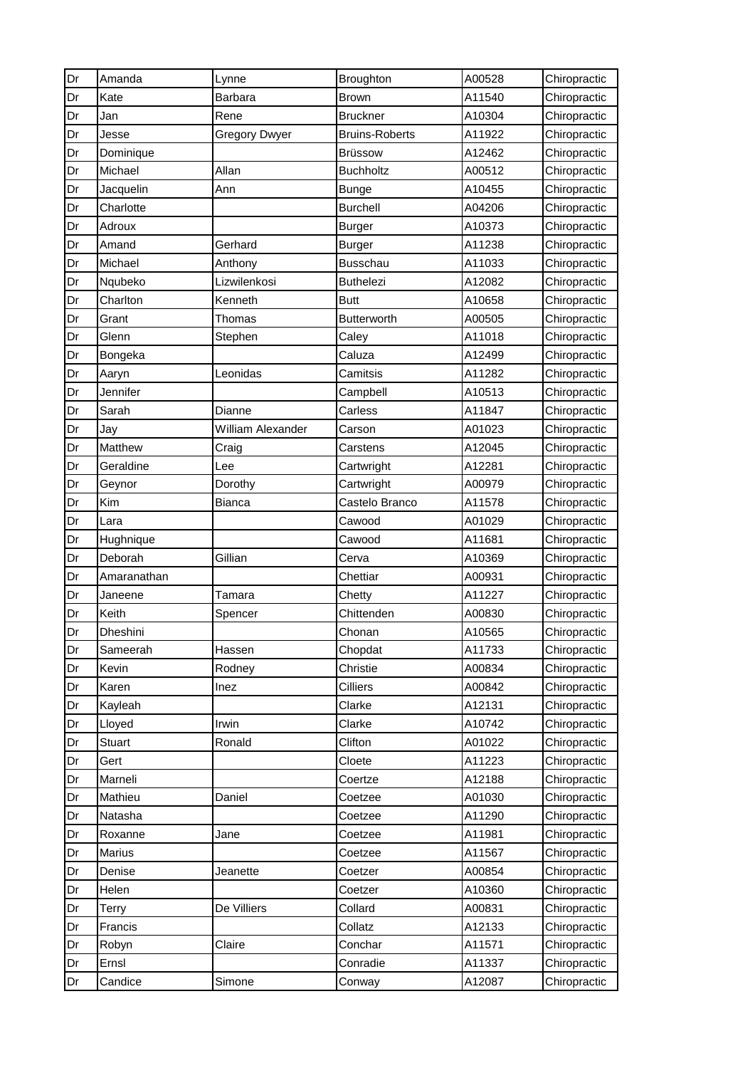| Dr | Amanda | Lynne | Broughton | A00528 | Chiropractic |
|---|---|---|---|---|---|
| Dr | Kate | Barbara | Brown | A11540 | Chiropractic |
| Dr | Jan | Rene | Bruckner | A10304 | Chiropractic |
| Dr | Jesse | Gregory Dwyer | Bruins-Roberts | A11922 | Chiropractic |
| Dr | Dominique | | Brüssow | A12462 | Chiropractic |
| Dr | Michael | Allan | Buchholtz | A00512 | Chiropractic |
| Dr | Jacquelin | Ann | Bunge | A10455 | Chiropractic |
| Dr | Charlotte | | Burchell | A04206 | Chiropractic |
| Dr | Adroux | | Burger | A10373 | Chiropractic |
| Dr | Amand | Gerhard | Burger | A11238 | Chiropractic |
| Dr | Michael | Anthony | Busschau | A11033 | Chiropractic |
| Dr | Nqubeko | Lizwilenkosi | Buthelezi | A12082 | Chiropractic |
| Dr | Charlton | Kenneth | Butt | A10658 | Chiropractic |
| Dr | Grant | Thomas | Butterworth | A00505 | Chiropractic |
| Dr | Glenn | Stephen | Caley | A11018 | Chiropractic |
| Dr | Bongeka | | Caluza | A12499 | Chiropractic |
| Dr | Aaryn | Leonidas | Camitsis | A11282 | Chiropractic |
| Dr | Jennifer | | Campbell | A10513 | Chiropractic |
| Dr | Sarah | Dianne | Carless | A11847 | Chiropractic |
| Dr | Jay | William Alexander | Carson | A01023 | Chiropractic |
| Dr | Matthew | Craig | Carstens | A12045 | Chiropractic |
| Dr | Geraldine | Lee | Cartwright | A12281 | Chiropractic |
| Dr | Geynor | Dorothy | Cartwright | A00979 | Chiropractic |
| Dr | Kim | Bianca | Castelo Branco | A11578 | Chiropractic |
| Dr | Lara | | Cawood | A01029 | Chiropractic |
| Dr | Hughnique | | Cawood | A11681 | Chiropractic |
| Dr | Deborah | Gillian | Cerva | A10369 | Chiropractic |
| Dr | Amaranathan | | Chettiar | A00931 | Chiropractic |
| Dr | Janeene | Tamara | Chetty | A11227 | Chiropractic |
| Dr | Keith | Spencer | Chittenden | A00830 | Chiropractic |
| Dr | Dheshini | | Chonan | A10565 | Chiropractic |
| Dr | Sameerah | Hassen | Chopdat | A11733 | Chiropractic |
| Dr | Kevin | Rodney | Christie | A00834 | Chiropractic |
| Dr | Karen | Inez | Cilliers | A00842 | Chiropractic |
| Dr | Kayleah | | Clarke | A12131 | Chiropractic |
| Dr | Lloyed | Irwin | Clarke | A10742 | Chiropractic |
| Dr | Stuart | Ronald | Clifton | A01022 | Chiropractic |
| Dr | Gert | | Cloete | A11223 | Chiropractic |
| Dr | Marneli | | Coertze | A12188 | Chiropractic |
| Dr | Mathieu | Daniel | Coetzee | A01030 | Chiropractic |
| Dr | Natasha | | Coetzee | A11290 | Chiropractic |
| Dr | Roxanne | Jane | Coetzee | A11981 | Chiropractic |
| Dr | Marius | | Coetzee | A11567 | Chiropractic |
| Dr | Denise | Jeanette | Coetzer | A00854 | Chiropractic |
| Dr | Helen | | Coetzer | A10360 | Chiropractic |
| Dr | Terry | De Villiers | Collard | A00831 | Chiropractic |
| Dr | Francis | | Collatz | A12133 | Chiropractic |
| Dr | Robyn | Claire | Conchar | A11571 | Chiropractic |
| Dr | Ernsl | | Conradie | A11337 | Chiropractic |
| Dr | Candice | Simone | Conway | A12087 | Chiropractic |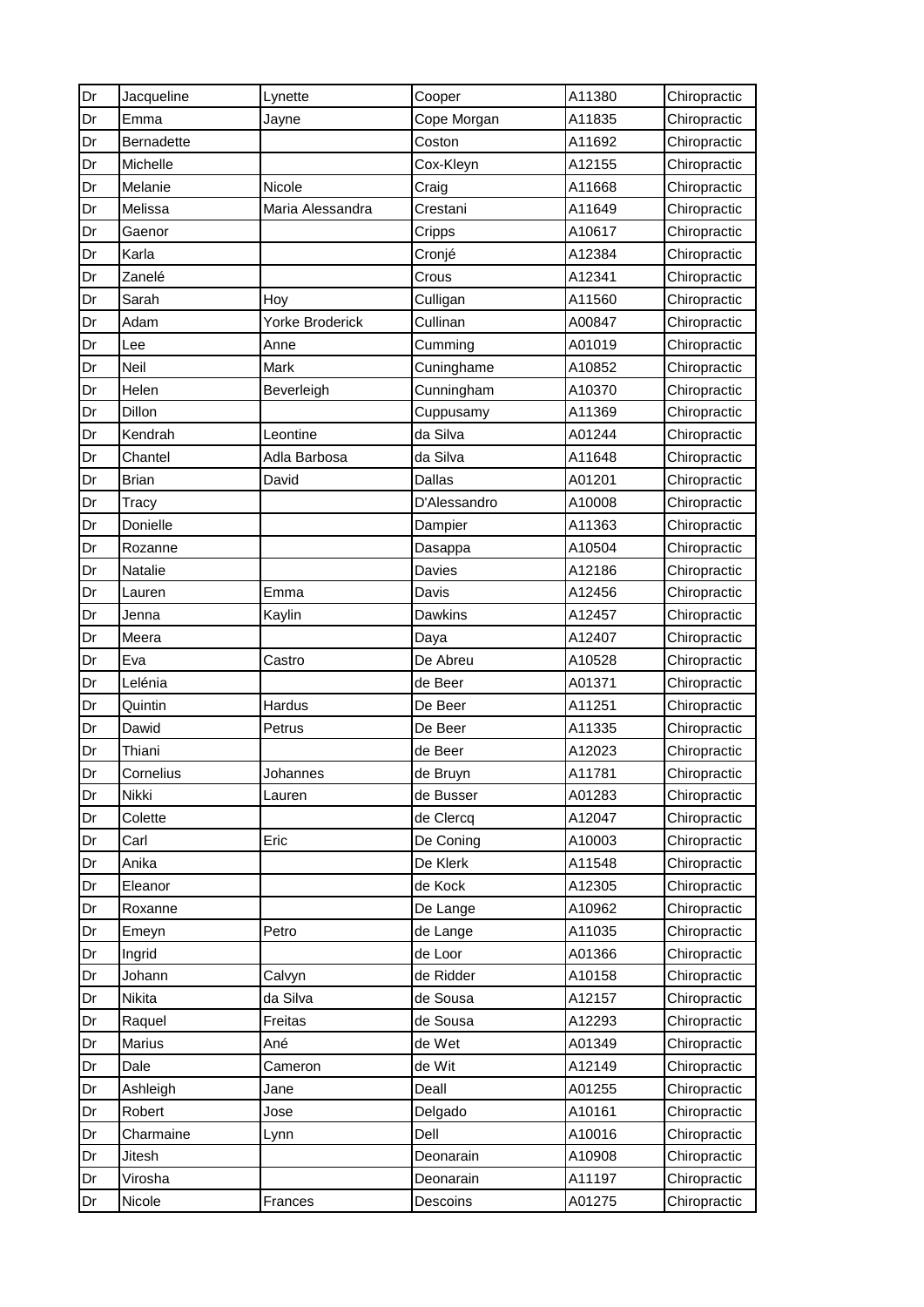| Dr | Jacqueline | Lynette | Cooper | A11380 | Chiropractic |
|---|---|---|---|---|---|
| Dr | Emma | Jayne | Cope Morgan | A11835 | Chiropractic |
| Dr | Bernadette | | Coston | A11692 | Chiropractic |
| Dr | Michelle | | Cox-Kleyn | A12155 | Chiropractic |
| Dr | Melanie | Nicole | Craig | A11668 | Chiropractic |
| Dr | Melissa | Maria Alessandra | Crestani | A11649 | Chiropractic |
| Dr | Gaenor | | Cripps | A10617 | Chiropractic |
| Dr | Karla | | Cronjé | A12384 | Chiropractic |
| Dr | Zanelé | | Crous | A12341 | Chiropractic |
| Dr | Sarah | Hoy | Culligan | A11560 | Chiropractic |
| Dr | Adam | Yorke Broderick | Cullinan | A00847 | Chiropractic |
| Dr | Lee | Anne | Cumming | A01019 | Chiropractic |
| Dr | Neil | Mark | Cuninghame | A10852 | Chiropractic |
| Dr | Helen | Beverleigh | Cunningham | A10370 | Chiropractic |
| Dr | Dillon | | Cuppusamy | A11369 | Chiropractic |
| Dr | Kendrah | Leontine | da Silva | A01244 | Chiropractic |
| Dr | Chantel | Adla Barbosa | da Silva | A11648 | Chiropractic |
| Dr | Brian | David | Dallas | A01201 | Chiropractic |
| Dr | Tracy | | D'Alessandro | A10008 | Chiropractic |
| Dr | Donielle | | Dampier | A11363 | Chiropractic |
| Dr | Rozanne | | Dasappa | A10504 | Chiropractic |
| Dr | Natalie | | Davies | A12186 | Chiropractic |
| Dr | Lauren | Emma | Davis | A12456 | Chiropractic |
| Dr | Jenna | Kaylin | Dawkins | A12457 | Chiropractic |
| Dr | Meera | | Daya | A12407 | Chiropractic |
| Dr | Eva | Castro | De Abreu | A10528 | Chiropractic |
| Dr | Lelénia | | de Beer | A01371 | Chiropractic |
| Dr | Quintin | Hardus | De Beer | A11251 | Chiropractic |
| Dr | Dawid | Petrus | De Beer | A11335 | Chiropractic |
| Dr | Thiani | | de Beer | A12023 | Chiropractic |
| Dr | Cornelius | Johannes | de Bruyn | A11781 | Chiropractic |
| Dr | Nikki | Lauren | de Busser | A01283 | Chiropractic |
| Dr | Colette | | de Clercq | A12047 | Chiropractic |
| Dr | Carl | Eric | De Coning | A10003 | Chiropractic |
| Dr | Anika | | De Klerk | A11548 | Chiropractic |
| Dr | Eleanor | | de Kock | A12305 | Chiropractic |
| Dr | Roxanne | | De Lange | A10962 | Chiropractic |
| Dr | Emeyn | Petro | de Lange | A11035 | Chiropractic |
| Dr | Ingrid | | de Loor | A01366 | Chiropractic |
| Dr | Johann | Calvyn | de Ridder | A10158 | Chiropractic |
| Dr | Nikita | da Silva | de Sousa | A12157 | Chiropractic |
| Dr | Raquel | Freitas | de Sousa | A12293 | Chiropractic |
| Dr | Marius | Ané | de Wet | A01349 | Chiropractic |
| Dr | Dale | Cameron | de Wit | A12149 | Chiropractic |
| Dr | Ashleigh | Jane | Deall | A01255 | Chiropractic |
| Dr | Robert | Jose | Delgado | A10161 | Chiropractic |
| Dr | Charmaine | Lynn | Dell | A10016 | Chiropractic |
| Dr | Jitesh | | Deonarain | A10908 | Chiropractic |
| Dr | Virosha | | Deonarain | A11197 | Chiropractic |
| Dr | Nicole | Frances | Descoins | A01275 | Chiropractic |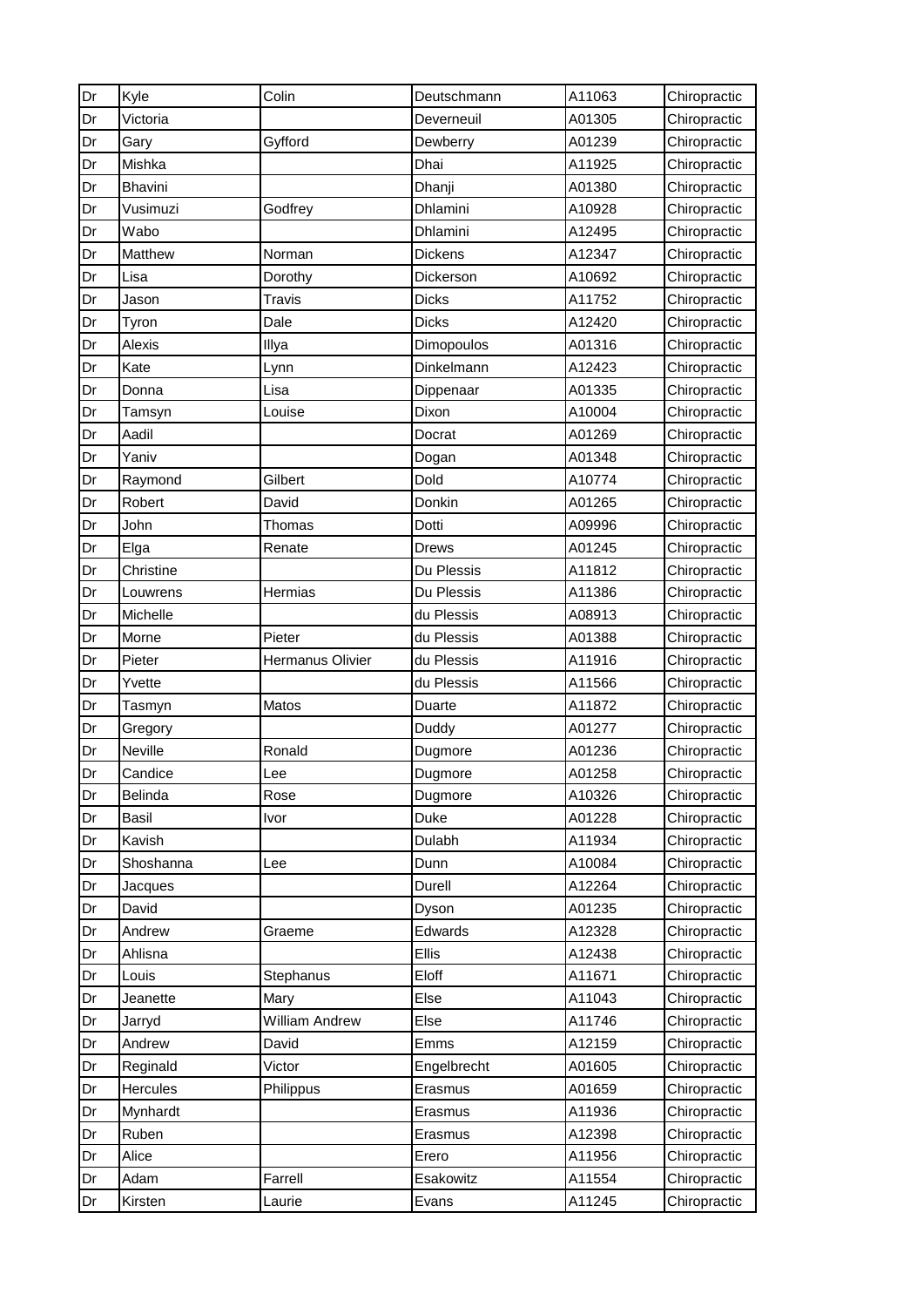| Dr | Kyle | Colin | Deutschmann | A11063 | Chiropractic |
|---|---|---|---|---|---|
| Dr | Victoria | | Deverneuil | A01305 | Chiropractic |
| Dr | Gary | Gyfford | Dewberry | A01239 | Chiropractic |
| Dr | Mishka | | Dhai | A11925 | Chiropractic |
| Dr | Bhavini | | Dhanji | A01380 | Chiropractic |
| Dr | Vusimuzi | Godfrey | Dhlamini | A10928 | Chiropractic |
| Dr | Wabo | | Dhlamini | A12495 | Chiropractic |
| Dr | Matthew | Norman | Dickens | A12347 | Chiropractic |
| Dr | Lisa | Dorothy | Dickerson | A10692 | Chiropractic |
| Dr | Jason | Travis | Dicks | A11752 | Chiropractic |
| Dr | Tyron | Dale | Dicks | A12420 | Chiropractic |
| Dr | Alexis | Illya | Dimopoulos | A01316 | Chiropractic |
| Dr | Kate | Lynn | Dinkelmann | A12423 | Chiropractic |
| Dr | Donna | Lisa | Dippenaar | A01335 | Chiropractic |
| Dr | Tamsyn | Louise | Dixon | A10004 | Chiropractic |
| Dr | Aadil | | Docrat | A01269 | Chiropractic |
| Dr | Yaniv | | Dogan | A01348 | Chiropractic |
| Dr | Raymond | Gilbert | Dold | A10774 | Chiropractic |
| Dr | Robert | David | Donkin | A01265 | Chiropractic |
| Dr | John | Thomas | Dotti | A09996 | Chiropractic |
| Dr | Elga | Renate | Drews | A01245 | Chiropractic |
| Dr | Christine | | Du Plessis | A11812 | Chiropractic |
| Dr | Louwrens | Hermias | Du Plessis | A11386 | Chiropractic |
| Dr | Michelle | | du Plessis | A08913 | Chiropractic |
| Dr | Morne | Pieter | du Plessis | A01388 | Chiropractic |
| Dr | Pieter | Hermanus Olivier | du Plessis | A11916 | Chiropractic |
| Dr | Yvette | | du Plessis | A11566 | Chiropractic |
| Dr | Tasmyn | Matos | Duarte | A11872 | Chiropractic |
| Dr | Gregory | | Duddy | A01277 | Chiropractic |
| Dr | Neville | Ronald | Dugmore | A01236 | Chiropractic |
| Dr | Candice | Lee | Dugmore | A01258 | Chiropractic |
| Dr | Belinda | Rose | Dugmore | A10326 | Chiropractic |
| Dr | Basil | Ivor | Duke | A01228 | Chiropractic |
| Dr | Kavish | | Dulabh | A11934 | Chiropractic |
| Dr | Shoshanna | Lee | Dunn | A10084 | Chiropractic |
| Dr | Jacques | | Durell | A12264 | Chiropractic |
| Dr | David | | Dyson | A01235 | Chiropractic |
| Dr | Andrew | Graeme | Edwards | A12328 | Chiropractic |
| Dr | Ahlisna | | Ellis | A12438 | Chiropractic |
| Dr | Louis | Stephanus | Eloff | A11671 | Chiropractic |
| Dr | Jeanette | Mary | Else | A11043 | Chiropractic |
| Dr | Jarryd | William Andrew | Else | A11746 | Chiropractic |
| Dr | Andrew | David | Emms | A12159 | Chiropractic |
| Dr | Reginald | Victor | Engelbrecht | A01605 | Chiropractic |
| Dr | Hercules | Philippus | Erasmus | A01659 | Chiropractic |
| Dr | Mynhardt | | Erasmus | A11936 | Chiropractic |
| Dr | Ruben | | Erasmus | A12398 | Chiropractic |
| Dr | Alice | | Erero | A11956 | Chiropractic |
| Dr | Adam | Farrell | Esakowitz | A11554 | Chiropractic |
| Dr | Kirsten | Laurie | Evans | A11245 | Chiropractic |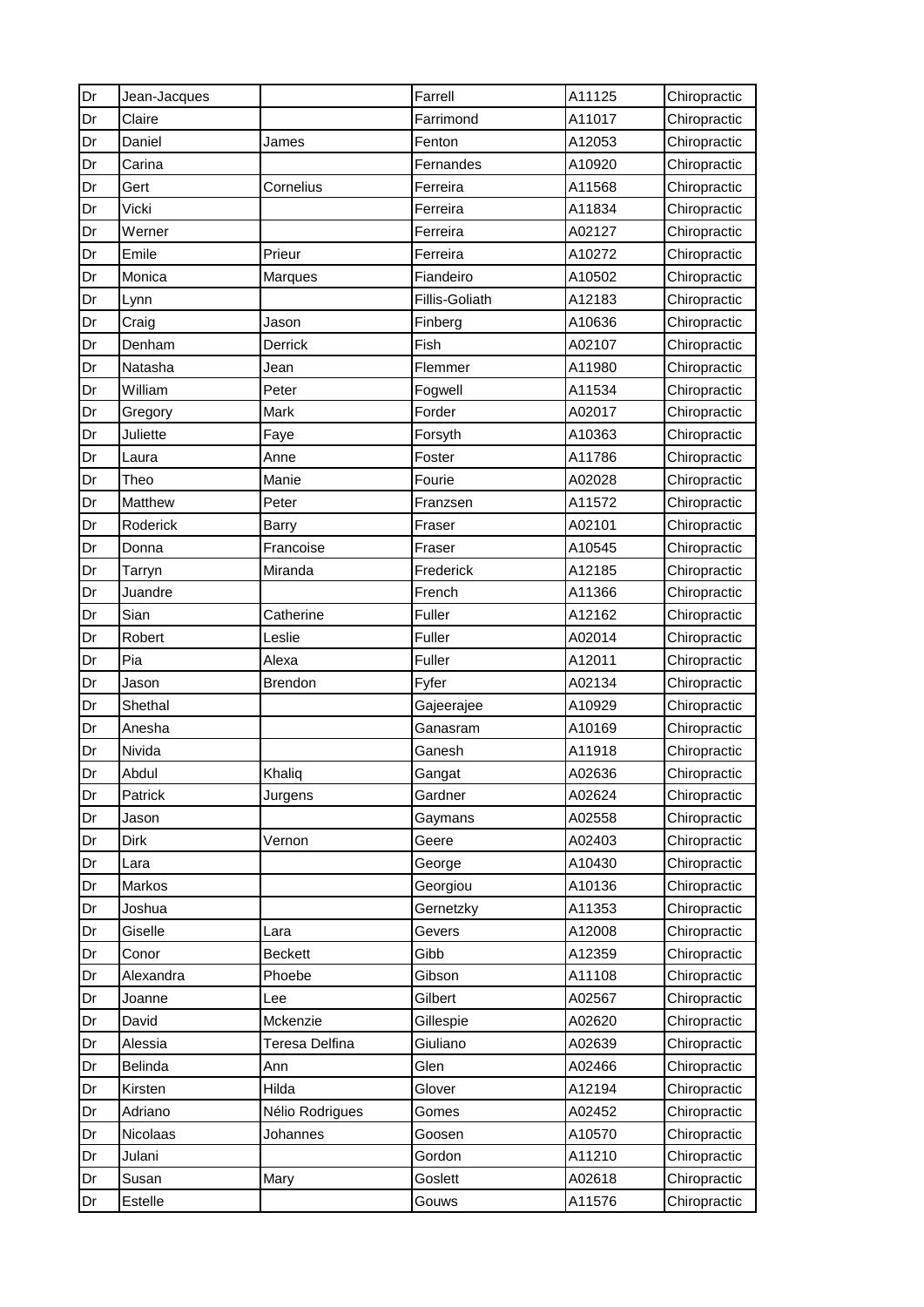| Dr | Jean-Jacques | | Farrell | A11125 | Chiropractic |
|---|---|---|---|---|---|
| Dr | Claire | | Farrimond | A11017 | Chiropractic |
| Dr | Daniel | James | Fenton | A12053 | Chiropractic |
| Dr | Carina | | Fernandes | A10920 | Chiropractic |
| Dr | Gert | Cornelius | Ferreira | A11568 | Chiropractic |
| Dr | Vicki | | Ferreira | A11834 | Chiropractic |
| Dr | Werner | | Ferreira | A02127 | Chiropractic |
| Dr | Emile | Prieur | Ferreira | A10272 | Chiropractic |
| Dr | Monica | Marques | Fiandeiro | A10502 | Chiropractic |
| Dr | Lynn | | Fillis-Goliath | A12183 | Chiropractic |
| Dr | Craig | Jason | Finberg | A10636 | Chiropractic |
| Dr | Denham | Derrick | Fish | A02107 | Chiropractic |
| Dr | Natasha | Jean | Flemmer | A11980 | Chiropractic |
| Dr | William | Peter | Fogwell | A11534 | Chiropractic |
| Dr | Gregory | Mark | Forder | A02017 | Chiropractic |
| Dr | Juliette | Faye | Forsyth | A10363 | Chiropractic |
| Dr | Laura | Anne | Foster | A11786 | Chiropractic |
| Dr | Theo | Manie | Fourie | A02028 | Chiropractic |
| Dr | Matthew | Peter | Franzsen | A11572 | Chiropractic |
| Dr | Roderick | Barry | Fraser | A02101 | Chiropractic |
| Dr | Donna | Francoise | Fraser | A10545 | Chiropractic |
| Dr | Tarryn | Miranda | Frederick | A12185 | Chiropractic |
| Dr | Juandre | | French | A11366 | Chiropractic |
| Dr | Sian | Catherine | Fuller | A12162 | Chiropractic |
| Dr | Robert | Leslie | Fuller | A02014 | Chiropractic |
| Dr | Pia | Alexa | Fuller | A12011 | Chiropractic |
| Dr | Jason | Brendon | Fyfer | A02134 | Chiropractic |
| Dr | Shethal | | Gajeerajee | A10929 | Chiropractic |
| Dr | Anesha | | Ganasram | A10169 | Chiropractic |
| Dr | Nivida | | Ganesh | A11918 | Chiropractic |
| Dr | Abdul | Khaliq | Gangat | A02636 | Chiropractic |
| Dr | Patrick | Jurgens | Gardner | A02624 | Chiropractic |
| Dr | Jason | | Gaymans | A02558 | Chiropractic |
| Dr | Dirk | Vernon | Geere | A02403 | Chiropractic |
| Dr | Lara | | George | A10430 | Chiropractic |
| Dr | Markos | | Georgiou | A10136 | Chiropractic |
| Dr | Joshua | | Gernetzky | A11353 | Chiropractic |
| Dr | Giselle | Lara | Gevers | A12008 | Chiropractic |
| Dr | Conor | Beckett | Gibb | A12359 | Chiropractic |
| Dr | Alexandra | Phoebe | Gibson | A11108 | Chiropractic |
| Dr | Joanne | Lee | Gilbert | A02567 | Chiropractic |
| Dr | David | Mckenzie | Gillespie | A02620 | Chiropractic |
| Dr | Alessia | Teresa Delfina | Giuliano | A02639 | Chiropractic |
| Dr | Belinda | Ann | Glen | A02466 | Chiropractic |
| Dr | Kirsten | Hilda | Glover | A12194 | Chiropractic |
| Dr | Adriano | Nélio Rodrigues | Gomes | A02452 | Chiropractic |
| Dr | Nicolaas | Johannes | Goosen | A10570 | Chiropractic |
| Dr | Julani | | Gordon | A11210 | Chiropractic |
| Dr | Susan | Mary | Goslett | A02618 | Chiropractic |
| Dr | Estelle | | Gouws | A11576 | Chiropractic |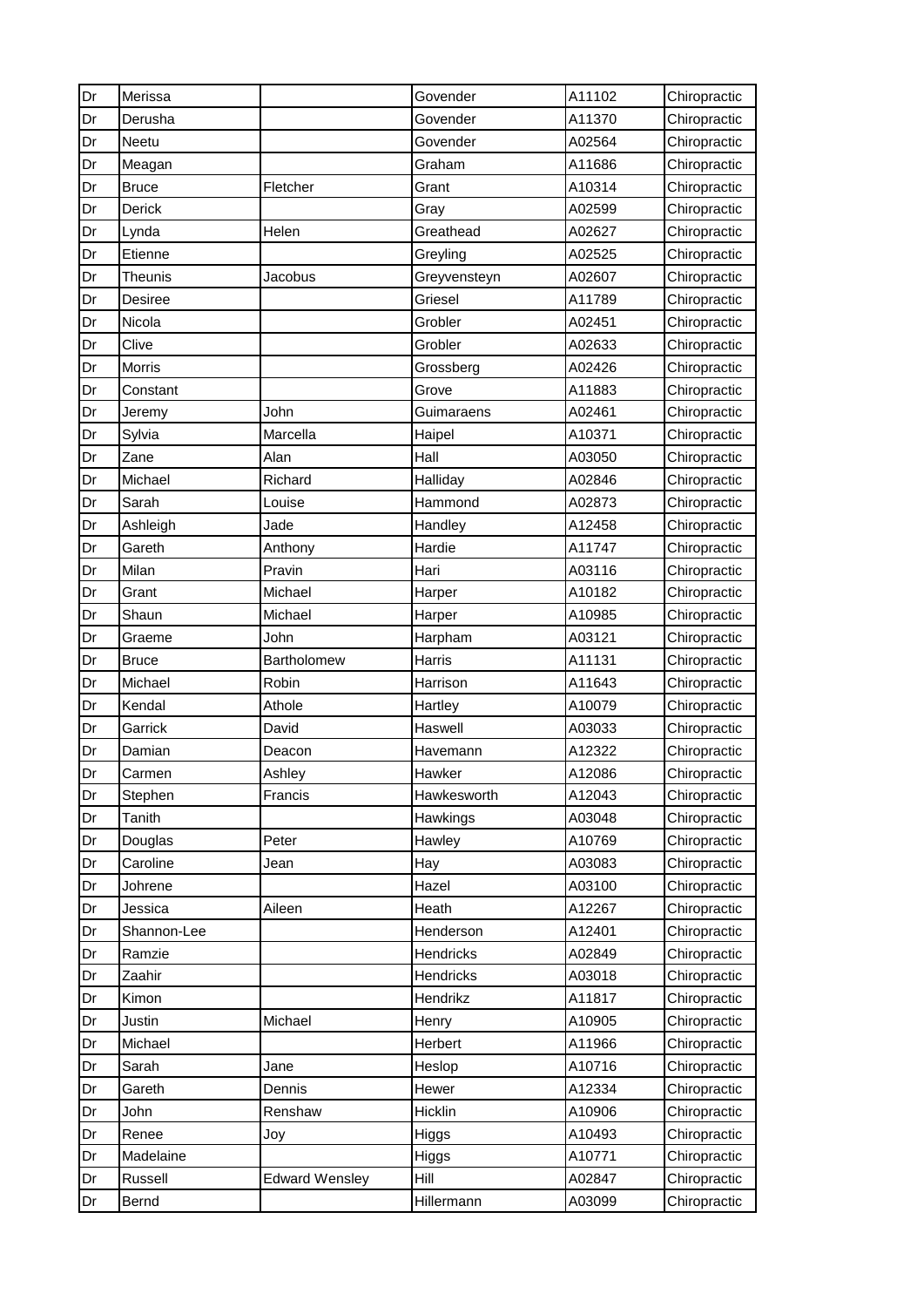| | | | | | |
|---|---|---|---|---|---|
| Dr | Merissa | | Govender | A11102 | Chiropractic |
| Dr | Derusha | | Govender | A11370 | Chiropractic |
| Dr | Neetu | | Govender | A02564 | Chiropractic |
| Dr | Meagan | | Graham | A11686 | Chiropractic |
| Dr | Bruce | Fletcher | Grant | A10314 | Chiropractic |
| Dr | Derick | | Gray | A02599 | Chiropractic |
| Dr | Lynda | Helen | Greathead | A02627 | Chiropractic |
| Dr | Etienne | | Greyling | A02525 | Chiropractic |
| Dr | Theunis | Jacobus | Greyvensteyn | A02607 | Chiropractic |
| Dr | Desiree | | Griesel | A11789 | Chiropractic |
| Dr | Nicola | | Grobler | A02451 | Chiropractic |
| Dr | Clive | | Grobler | A02633 | Chiropractic |
| Dr | Morris | | Grossberg | A02426 | Chiropractic |
| Dr | Constant | | Grove | A11883 | Chiropractic |
| Dr | Jeremy | John | Guimaraens | A02461 | Chiropractic |
| Dr | Sylvia | Marcella | Haipel | A10371 | Chiropractic |
| Dr | Zane | Alan | Hall | A03050 | Chiropractic |
| Dr | Michael | Richard | Halliday | A02846 | Chiropractic |
| Dr | Sarah | Louise | Hammond | A02873 | Chiropractic |
| Dr | Ashleigh | Jade | Handley | A12458 | Chiropractic |
| Dr | Gareth | Anthony | Hardie | A11747 | Chiropractic |
| Dr | Milan | Pravin | Hari | A03116 | Chiropractic |
| Dr | Grant | Michael | Harper | A10182 | Chiropractic |
| Dr | Shaun | Michael | Harper | A10985 | Chiropractic |
| Dr | Graeme | John | Harpham | A03121 | Chiropractic |
| Dr | Bruce | Bartholomew | Harris | A11131 | Chiropractic |
| Dr | Michael | Robin | Harrison | A11643 | Chiropractic |
| Dr | Kendal | Athole | Hartley | A10079 | Chiropractic |
| Dr | Garrick | David | Haswell | A03033 | Chiropractic |
| Dr | Damian | Deacon | Havemann | A12322 | Chiropractic |
| Dr | Carmen | Ashley | Hawker | A12086 | Chiropractic |
| Dr | Stephen | Francis | Hawkesworth | A12043 | Chiropractic |
| Dr | Tanith | | Hawkings | A03048 | Chiropractic |
| Dr | Douglas | Peter | Hawley | A10769 | Chiropractic |
| Dr | Caroline | Jean | Hay | A03083 | Chiropractic |
| Dr | Johrene | | Hazel | A03100 | Chiropractic |
| Dr | Jessica | Aileen | Heath | A12267 | Chiropractic |
| Dr | Shannon-Lee | | Henderson | A12401 | Chiropractic |
| Dr | Ramzie | | Hendricks | A02849 | Chiropractic |
| Dr | Zaahir | | Hendricks | A03018 | Chiropractic |
| Dr | Kimon | | Hendrikz | A11817 | Chiropractic |
| Dr | Justin | Michael | Henry | A10905 | Chiropractic |
| Dr | Michael | | Herbert | A11966 | Chiropractic |
| Dr | Sarah | Jane | Heslop | A10716 | Chiropractic |
| Dr | Gareth | Dennis | Hewer | A12334 | Chiropractic |
| Dr | John | Renshaw | Hicklin | A10906 | Chiropractic |
| Dr | Renee | Joy | Higgs | A10493 | Chiropractic |
| Dr | Madelaine | | Higgs | A10771 | Chiropractic |
| Dr | Russell | Edward Wensley | Hill | A02847 | Chiropractic |
| Dr | Bernd | | Hillermann | A03099 | Chiropractic |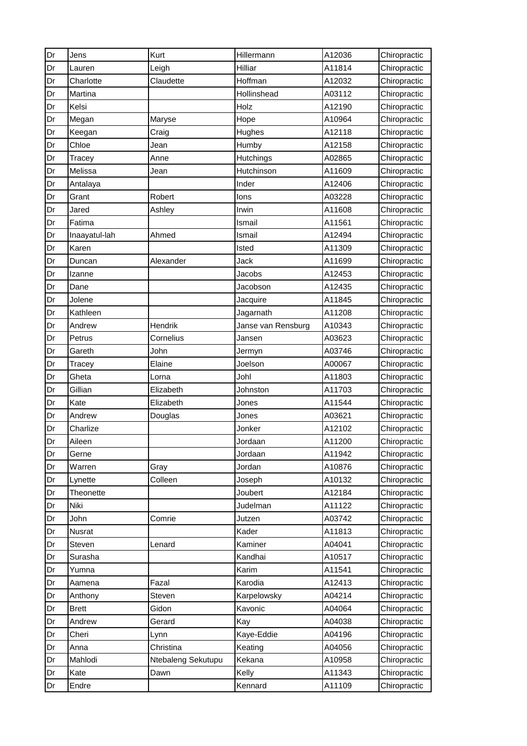| Dr | Jens | Kurt | Hillermann | A12036 | Chiropractic |
|---|---|---|---|---|---|
| Dr | Lauren | Leigh | Hilliar | A11814 | Chiropractic |
| Dr | Charlotte | Claudette | Hoffman | A12032 | Chiropractic |
| Dr | Martina | | Hollinshead | A03112 | Chiropractic |
| Dr | Kelsi | | Holz | A12190 | Chiropractic |
| Dr | Megan | Maryse | Hope | A10964 | Chiropractic |
| Dr | Keegan | Craig | Hughes | A12118 | Chiropractic |
| Dr | Chloe | Jean | Humby | A12158 | Chiropractic |
| Dr | Tracey | Anne | Hutchings | A02865 | Chiropractic |
| Dr | Melissa | Jean | Hutchinson | A11609 | Chiropractic |
| Dr | Antalaya | | Inder | A12406 | Chiropractic |
| Dr | Grant | Robert | Ions | A03228 | Chiropractic |
| Dr | Jared | Ashley | Irwin | A11608 | Chiropractic |
| Dr | Fatima | | Ismail | A11561 | Chiropractic |
| Dr | Inaayatul-lah | Ahmed | Ismail | A12494 | Chiropractic |
| Dr | Karen | | Isted | A11309 | Chiropractic |
| Dr | Duncan | Alexander | Jack | A11699 | Chiropractic |
| Dr | Izanne | | Jacobs | A12453 | Chiropractic |
| Dr | Dane | | Jacobson | A12435 | Chiropractic |
| Dr | Jolene | | Jacquire | A11845 | Chiropractic |
| Dr | Kathleen | | Jagarnath | A11208 | Chiropractic |
| Dr | Andrew | Hendrik | Janse van Rensburg | A10343 | Chiropractic |
| Dr | Petrus | Cornelius | Jansen | A03623 | Chiropractic |
| Dr | Gareth | John | Jermyn | A03746 | Chiropractic |
| Dr | Tracey | Elaine | Joelson | A00067 | Chiropractic |
| Dr | Gheta | Lorna | Johl | A11803 | Chiropractic |
| Dr | Gillian | Elizabeth | Johnston | A11703 | Chiropractic |
| Dr | Kate | Elizabeth | Jones | A11544 | Chiropractic |
| Dr | Andrew | Douglas | Jones | A03621 | Chiropractic |
| Dr | Charlize | | Jonker | A12102 | Chiropractic |
| Dr | Aileen | | Jordaan | A11200 | Chiropractic |
| Dr | Gerne | | Jordaan | A11942 | Chiropractic |
| Dr | Warren | Gray | Jordan | A10876 | Chiropractic |
| Dr | Lynette | Colleen | Joseph | A10132 | Chiropractic |
| Dr | Theonette | | Joubert | A12184 | Chiropractic |
| Dr | Niki | | Judelman | A11122 | Chiropractic |
| Dr | John | Comrie | Jutzen | A03742 | Chiropractic |
| Dr | Nusrat | | Kader | A11813 | Chiropractic |
| Dr | Steven | Lenard | Kaminer | A04041 | Chiropractic |
| Dr | Surasha | | Kandhai | A10517 | Chiropractic |
| Dr | Yumna | | Karim | A11541 | Chiropractic |
| Dr | Aamena | Fazal | Karodia | A12413 | Chiropractic |
| Dr | Anthony | Steven | Karpelowsky | A04214 | Chiropractic |
| Dr | Brett | Gidon | Kavonic | A04064 | Chiropractic |
| Dr | Andrew | Gerard | Kay | A04038 | Chiropractic |
| Dr | Cheri | Lynn | Kaye-Eddie | A04196 | Chiropractic |
| Dr | Anna | Christina | Keating | A04056 | Chiropractic |
| Dr | Mahlodi | Ntebaleng Sekutupu | Kekana | A10958 | Chiropractic |
| Dr | Kate | Dawn | Kelly | A11343 | Chiropractic |
| Dr | Endre | | Kennard | A11109 | Chiropractic |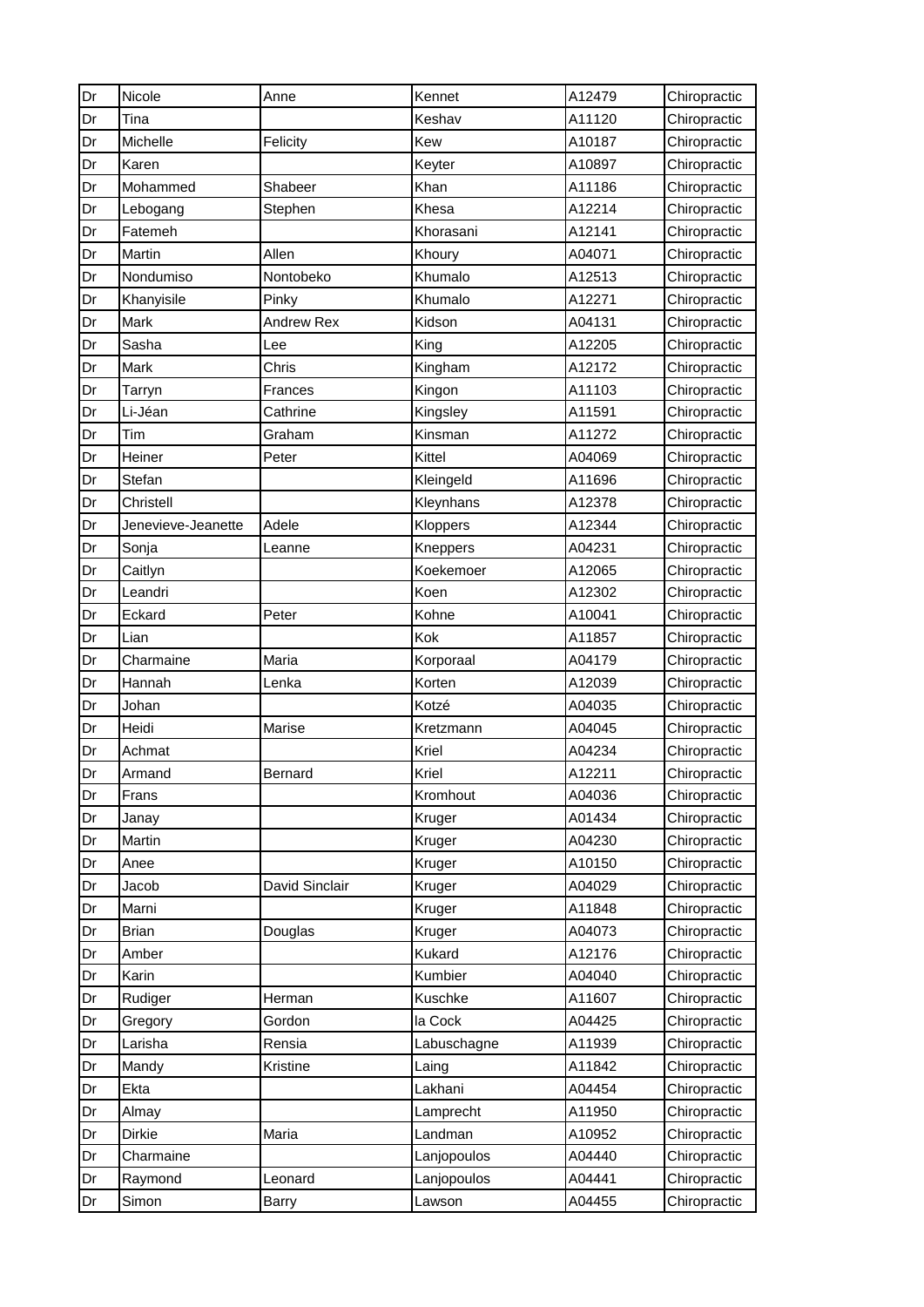| Dr | Nicole | Anne | Kennet | A12479 | Chiropractic |
|---|---|---|---|---|---|
| Dr | Tina | | Keshav | A11120 | Chiropractic |
| Dr | Michelle | Felicity | Kew | A10187 | Chiropractic |
| Dr | Karen | | Keyter | A10897 | Chiropractic |
| Dr | Mohammed | Shabeer | Khan | A11186 | Chiropractic |
| Dr | Lebogang | Stephen | Khesa | A12214 | Chiropractic |
| Dr | Fatemeh | | Khorasani | A12141 | Chiropractic |
| Dr | Martin | Allen | Khoury | A04071 | Chiropractic |
| Dr | Nondumiso | Nontobeko | Khumalo | A12513 | Chiropractic |
| Dr | Khanyisile | Pinky | Khumalo | A12271 | Chiropractic |
| Dr | Mark | Andrew Rex | Kidson | A04131 | Chiropractic |
| Dr | Sasha | Lee | King | A12205 | Chiropractic |
| Dr | Mark | Chris | Kingham | A12172 | Chiropractic |
| Dr | Tarryn | Frances | Kingon | A11103 | Chiropractic |
| Dr | Li-Jéan | Cathrine | Kingsley | A11591 | Chiropractic |
| Dr | Tim | Graham | Kinsman | A11272 | Chiropractic |
| Dr | Heiner | Peter | Kittel | A04069 | Chiropractic |
| Dr | Stefan | | Kleingeld | A11696 | Chiropractic |
| Dr | Christell | | Kleynhans | A12378 | Chiropractic |
| Dr | Jenevieve-Jeanette | Adele | Kloppers | A12344 | Chiropractic |
| Dr | Sonja | Leanne | Kneppers | A04231 | Chiropractic |
| Dr | Caitlyn | | Koekemoer | A12065 | Chiropractic |
| Dr | Leandri | | Koen | A12302 | Chiropractic |
| Dr | Eckard | Peter | Kohne | A10041 | Chiropractic |
| Dr | Lian | | Kok | A11857 | Chiropractic |
| Dr | Charmaine | Maria | Korporaal | A04179 | Chiropractic |
| Dr | Hannah | Lenka | Korten | A12039 | Chiropractic |
| Dr | Johan | | Kotzé | A04035 | Chiropractic |
| Dr | Heidi | Marise | Kretzmann | A04045 | Chiropractic |
| Dr | Achmat | | Kriel | A04234 | Chiropractic |
| Dr | Armand | Bernard | Kriel | A12211 | Chiropractic |
| Dr | Frans | | Kromhout | A04036 | Chiropractic |
| Dr | Janay | | Kruger | A01434 | Chiropractic |
| Dr | Martin | | Kruger | A04230 | Chiropractic |
| Dr | Anee | | Kruger | A10150 | Chiropractic |
| Dr | Jacob | David Sinclair | Kruger | A04029 | Chiropractic |
| Dr | Marni | | Kruger | A11848 | Chiropractic |
| Dr | Brian | Douglas | Kruger | A04073 | Chiropractic |
| Dr | Amber | | Kukard | A12176 | Chiropractic |
| Dr | Karin | | Kumbier | A04040 | Chiropractic |
| Dr | Rudiger | Herman | Kuschke | A11607 | Chiropractic |
| Dr | Gregory | Gordon | la Cock | A04425 | Chiropractic |
| Dr | Larisha | Rensia | Labuschagne | A11939 | Chiropractic |
| Dr | Mandy | Kristine | Laing | A11842 | Chiropractic |
| Dr | Ekta | | Lakhani | A04454 | Chiropractic |
| Dr | Almay | | Lamprecht | A11950 | Chiropractic |
| Dr | Dirkie | Maria | Landman | A10952 | Chiropractic |
| Dr | Charmaine | | Lanjopoulos | A04440 | Chiropractic |
| Dr | Raymond | Leonard | Lanjopoulos | A04441 | Chiropractic |
| Dr | Simon | Barry | Lawson | A04455 | Chiropractic |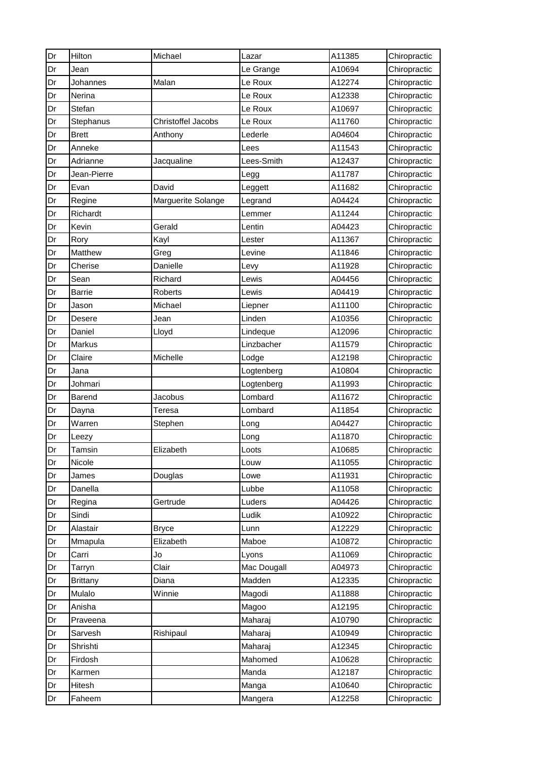| Dr | Hilton | Michael | Lazar | A11385 | Chiropractic |
|---|---|---|---|---|---|
| Dr | Jean | | Le Grange | A10694 | Chiropractic |
| Dr | Johannes | Malan | Le Roux | A12274 | Chiropractic |
| Dr | Nerina | | Le Roux | A12338 | Chiropractic |
| Dr | Stefan | | Le Roux | A10697 | Chiropractic |
| Dr | Stephanus | Christoffel Jacobs | Le Roux | A11760 | Chiropractic |
| Dr | Brett | Anthony | Lederle | A04604 | Chiropractic |
| Dr | Anneke | | Lees | A11543 | Chiropractic |
| Dr | Adrianne | Jacqualine | Lees-Smith | A12437 | Chiropractic |
| Dr | Jean-Pierre | | Legg | A11787 | Chiropractic |
| Dr | Evan | David | Leggett | A11682 | Chiropractic |
| Dr | Regine | Marguerite Solange | Legrand | A04424 | Chiropractic |
| Dr | Richardt | | Lemmer | A11244 | Chiropractic |
| Dr | Kevin | Gerald | Lentin | A04423 | Chiropractic |
| Dr | Rory | Kayl | Lester | A11367 | Chiropractic |
| Dr | Matthew | Greg | Levine | A11846 | Chiropractic |
| Dr | Cherise | Danielle | Levy | A11928 | Chiropractic |
| Dr | Sean | Richard | Lewis | A04456 | Chiropractic |
| Dr | Barrie | Roberts | Lewis | A04419 | Chiropractic |
| Dr | Jason | Michael | Liepner | A11100 | Chiropractic |
| Dr | Desere | Jean | Linden | A10356 | Chiropractic |
| Dr | Daniel | Lloyd | Lindeque | A12096 | Chiropractic |
| Dr | Markus | | Linzbacher | A11579 | Chiropractic |
| Dr | Claire | Michelle | Lodge | A12198 | Chiropractic |
| Dr | Jana | | Logtenberg | A10804 | Chiropractic |
| Dr | Johmari | | Logtenberg | A11993 | Chiropractic |
| Dr | Barend | Jacobus | Lombard | A11672 | Chiropractic |
| Dr | Dayna | Teresa | Lombard | A11854 | Chiropractic |
| Dr | Warren | Stephen | Long | A04427 | Chiropractic |
| Dr | Leezy | | Long | A11870 | Chiropractic |
| Dr | Tamsin | Elizabeth | Loots | A10685 | Chiropractic |
| Dr | Nicole | | Louw | A11055 | Chiropractic |
| Dr | James | Douglas | Lowe | A11931 | Chiropractic |
| Dr | Danella | | Lubbe | A11058 | Chiropractic |
| Dr | Regina | Gertrude | Luders | A04426 | Chiropractic |
| Dr | Sindi | | Ludik | A10922 | Chiropractic |
| Dr | Alastair | Bryce | Lunn | A12229 | Chiropractic |
| Dr | Mmapula | Elizabeth | Maboe | A10872 | Chiropractic |
| Dr | Carri | Jo | Lyons | A11069 | Chiropractic |
| Dr | Tarryn | Clair | Mac Dougall | A04973 | Chiropractic |
| Dr | Brittany | Diana | Madden | A12335 | Chiropractic |
| Dr | Mulalo | Winnie | Magodi | A11888 | Chiropractic |
| Dr | Anisha | | Magoo | A12195 | Chiropractic |
| Dr | Praveena | | Maharaj | A10790 | Chiropractic |
| Dr | Sarvesh | Rishipaul | Maharaj | A10949 | Chiropractic |
| Dr | Shrishti | | Maharaj | A12345 | Chiropractic |
| Dr | Firdosh | | Mahomed | A10628 | Chiropractic |
| Dr | Karmen | | Manda | A12187 | Chiropractic |
| Dr | Hitesh | | Manga | A10640 | Chiropractic |
| Dr | Faheem | | Mangera | A12258 | Chiropractic |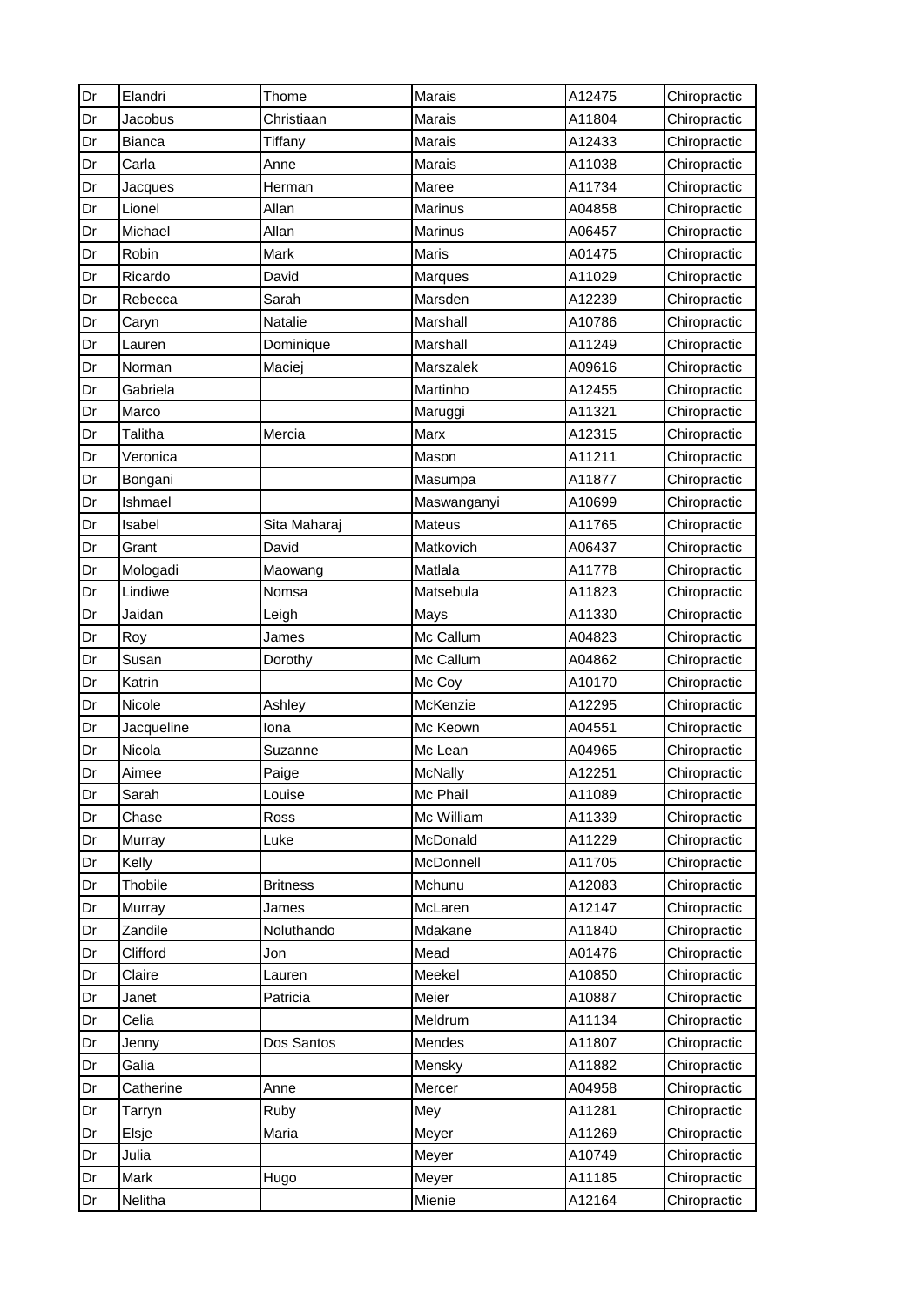| Dr | Elandri | Thome | Marais | A12475 | Chiropractic |
|---|---|---|---|---|---|
| Dr | Jacobus | Christiaan | Marais | A11804 | Chiropractic |
| Dr | Bianca | Tiffany | Marais | A12433 | Chiropractic |
| Dr | Carla | Anne | Marais | A11038 | Chiropractic |
| Dr | Jacques | Herman | Maree | A11734 | Chiropractic |
| Dr | Lionel | Allan | Marinus | A04858 | Chiropractic |
| Dr | Michael | Allan | Marinus | A06457 | Chiropractic |
| Dr | Robin | Mark | Maris | A01475 | Chiropractic |
| Dr | Ricardo | David | Marques | A11029 | Chiropractic |
| Dr | Rebecca | Sarah | Marsden | A12239 | Chiropractic |
| Dr | Caryn | Natalie | Marshall | A10786 | Chiropractic |
| Dr | Lauren | Dominique | Marshall | A11249 | Chiropractic |
| Dr | Norman | Maciej | Marszalek | A09616 | Chiropractic |
| Dr | Gabriela | | Martinho | A12455 | Chiropractic |
| Dr | Marco | | Maruggi | A11321 | Chiropractic |
| Dr | Talitha | Mercia | Marx | A12315 | Chiropractic |
| Dr | Veronica | | Mason | A11211 | Chiropractic |
| Dr | Bongani | | Masumpa | A11877 | Chiropractic |
| Dr | Ishmael | | Maswanganyi | A10699 | Chiropractic |
| Dr | Isabel | Sita Maharaj | Mateus | A11765 | Chiropractic |
| Dr | Grant | David | Matkovich | A06437 | Chiropractic |
| Dr | Mologadi | Maowang | Matlala | A11778 | Chiropractic |
| Dr | Lindiwe | Nomsa | Matsebula | A11823 | Chiropractic |
| Dr | Jaidan | Leigh | Mays | A11330 | Chiropractic |
| Dr | Roy | James | Mc Callum | A04823 | Chiropractic |
| Dr | Susan | Dorothy | Mc Callum | A04862 | Chiropractic |
| Dr | Katrin | | Mc Coy | A10170 | Chiropractic |
| Dr | Nicole | Ashley | McKenzie | A12295 | Chiropractic |
| Dr | Jacqueline | Iona | Mc Keown | A04551 | Chiropractic |
| Dr | Nicola | Suzanne | Mc Lean | A04965 | Chiropractic |
| Dr | Aimee | Paige | McNally | A12251 | Chiropractic |
| Dr | Sarah | Louise | Mc Phail | A11089 | Chiropractic |
| Dr | Chase | Ross | Mc William | A11339 | Chiropractic |
| Dr | Murray | Luke | McDonald | A11229 | Chiropractic |
| Dr | Kelly | | McDonnell | A11705 | Chiropractic |
| Dr | Thobile | Britness | Mchunu | A12083 | Chiropractic |
| Dr | Murray | James | McLaren | A12147 | Chiropractic |
| Dr | Zandile | Noluthando | Mdakane | A11840 | Chiropractic |
| Dr | Clifford | Jon | Mead | A01476 | Chiropractic |
| Dr | Claire | Lauren | Meekel | A10850 | Chiropractic |
| Dr | Janet | Patricia | Meier | A10887 | Chiropractic |
| Dr | Celia | | Meldrum | A11134 | Chiropractic |
| Dr | Jenny | Dos Santos | Mendes | A11807 | Chiropractic |
| Dr | Galia | | Mensky | A11882 | Chiropractic |
| Dr | Catherine | Anne | Mercer | A04958 | Chiropractic |
| Dr | Tarryn | Ruby | Mey | A11281 | Chiropractic |
| Dr | Elsje | Maria | Meyer | A11269 | Chiropractic |
| Dr | Julia | | Meyer | A10749 | Chiropractic |
| Dr | Mark | Hugo | Meyer | A11185 | Chiropractic |
| Dr | Nelitha | | Mienie | A12164 | Chiropractic |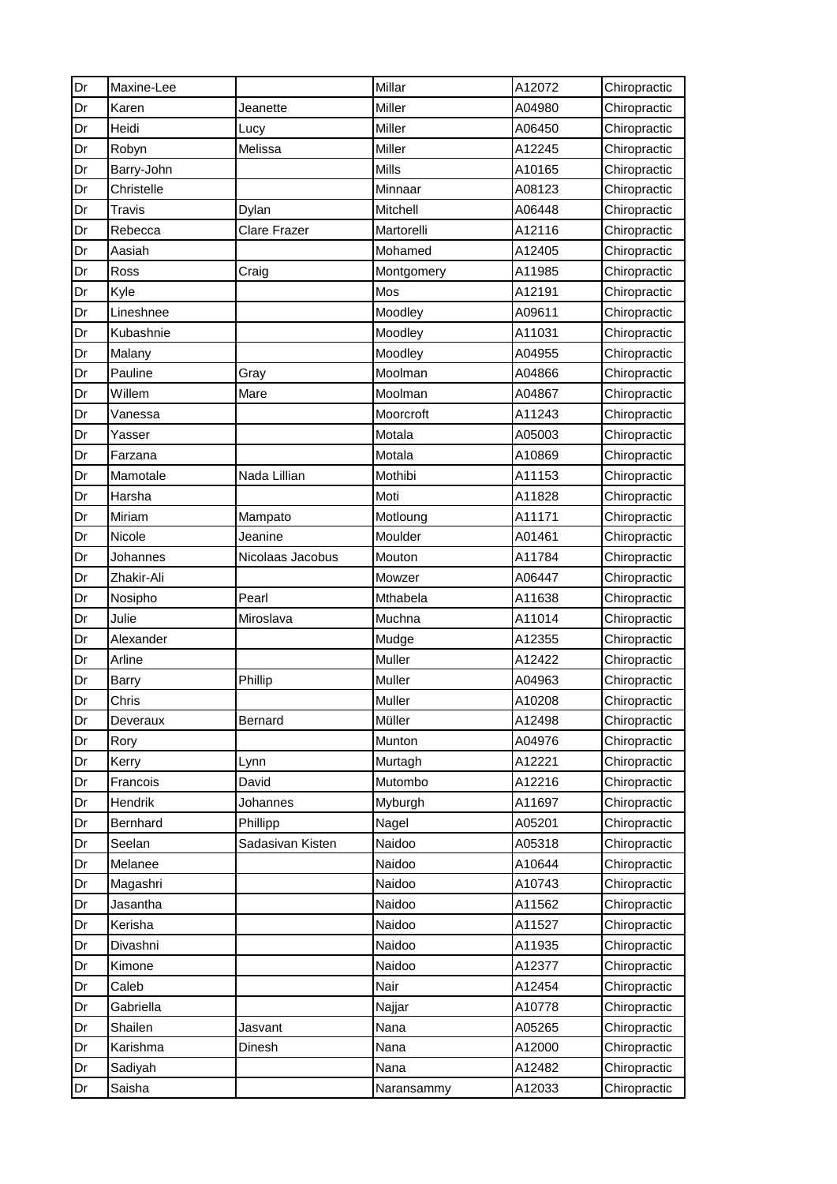| Dr | Maxine-Lee | | Millar | A12072 | Chiropractic |
|---|---|---|---|---|---|
| Dr | Karen | Jeanette | Miller | A04980 | Chiropractic |
| Dr | Heidi | Lucy | Miller | A06450 | Chiropractic |
| Dr | Robyn | Melissa | Miller | A12245 | Chiropractic |
| Dr | Barry-John | | Mills | A10165 | Chiropractic |
| Dr | Christelle | | Minnaar | A08123 | Chiropractic |
| Dr | Travis | Dylan | Mitchell | A06448 | Chiropractic |
| Dr | Rebecca | Clare Frazer | Martorelli | A12116 | Chiropractic |
| Dr | Aasiah | | Mohamed | A12405 | Chiropractic |
| Dr | Ross | Craig | Montgomery | A11985 | Chiropractic |
| Dr | Kyle | | Mos | A12191 | Chiropractic |
| Dr | Lineshnee | | Moodley | A09611 | Chiropractic |
| Dr | Kubashnie | | Moodley | A11031 | Chiropractic |
| Dr | Malany | | Moodley | A04955 | Chiropractic |
| Dr | Pauline | Gray | Moolman | A04866 | Chiropractic |
| Dr | Willem | Mare | Moolman | A04867 | Chiropractic |
| Dr | Vanessa | | Moorcroft | A11243 | Chiropractic |
| Dr | Yasser | | Motala | A05003 | Chiropractic |
| Dr | Farzana | | Motala | A10869 | Chiropractic |
| Dr | Mamotale | Nada Lillian | Mothibi | A11153 | Chiropractic |
| Dr | Harsha | | Moti | A11828 | Chiropractic |
| Dr | Miriam | Mampato | Motloung | A11171 | Chiropractic |
| Dr | Nicole | Jeanine | Moulder | A01461 | Chiropractic |
| Dr | Johannes | Nicolaas Jacobus | Mouton | A11784 | Chiropractic |
| Dr | Zhakir-Ali | | Mowzer | A06447 | Chiropractic |
| Dr | Nosipho | Pearl | Mthabela | A11638 | Chiropractic |
| Dr | Julie | Miroslava | Muchna | A11014 | Chiropractic |
| Dr | Alexander | | Mudge | A12355 | Chiropractic |
| Dr | Arline | | Muller | A12422 | Chiropractic |
| Dr | Barry | Phillip | Muller | A04963 | Chiropractic |
| Dr | Chris | | Muller | A10208 | Chiropractic |
| Dr | Deveraux | Bernard | Müller | A12498 | Chiropractic |
| Dr | Rory | | Munton | A04976 | Chiropractic |
| Dr | Kerry | Lynn | Murtagh | A12221 | Chiropractic |
| Dr | Francois | David | Mutombo | A12216 | Chiropractic |
| Dr | Hendrik | Johannes | Myburgh | A11697 | Chiropractic |
| Dr | Bernhard | Phillipp | Nagel | A05201 | Chiropractic |
| Dr | Seelan | Sadasivan Kisten | Naidoo | A05318 | Chiropractic |
| Dr | Melanee | | Naidoo | A10644 | Chiropractic |
| Dr | Magashri | | Naidoo | A10743 | Chiropractic |
| Dr | Jasantha | | Naidoo | A11562 | Chiropractic |
| Dr | Kerisha | | Naidoo | A11527 | Chiropractic |
| Dr | Divashni | | Naidoo | A11935 | Chiropractic |
| Dr | Kimone | | Naidoo | A12377 | Chiropractic |
| Dr | Caleb | | Nair | A12454 | Chiropractic |
| Dr | Gabriella | | Najjar | A10778 | Chiropractic |
| Dr | Shailen | Jasvant | Nana | A05265 | Chiropractic |
| Dr | Karishma | Dinesh | Nana | A12000 | Chiropractic |
| Dr | Sadiyah | | Nana | A12482 | Chiropractic |
| Dr | Saisha | | Naransammy | A12033 | Chiropractic |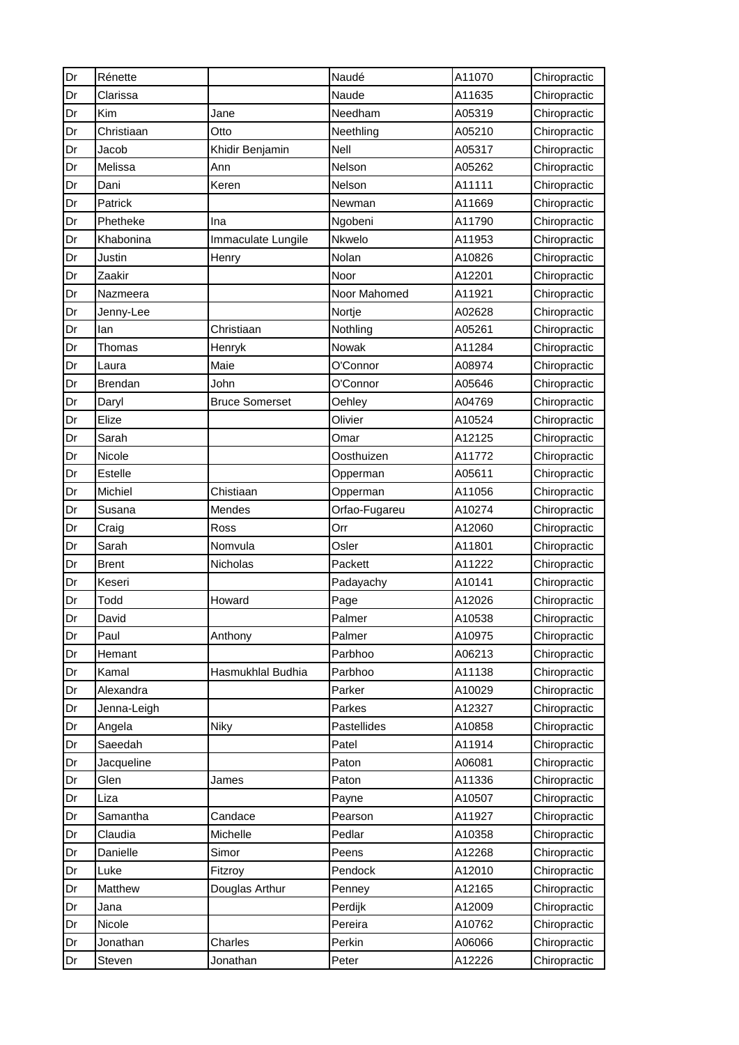| Dr | Rénette | | Naudé | A11070 | Chiropractic |
|---|---|---|---|---|---|
| Dr | Clarissa | | Naude | A11635 | Chiropractic |
| Dr | Kim | Jane | Needham | A05319 | Chiropractic |
| Dr | Christiaan | Otto | Neethling | A05210 | Chiropractic |
| Dr | Jacob | Khidir Benjamin | Nell | A05317 | Chiropractic |
| Dr | Melissa | Ann | Nelson | A05262 | Chiropractic |
| Dr | Dani | Keren | Nelson | A11111 | Chiropractic |
| Dr | Patrick | | Newman | A11669 | Chiropractic |
| Dr | Phetheke | Ina | Ngobeni | A11790 | Chiropractic |
| Dr | Khabonina | Immaculate Lungile | Nkwelo | A11953 | Chiropractic |
| Dr | Justin | Henry | Nolan | A10826 | Chiropractic |
| Dr | Zaakir | | Noor | A12201 | Chiropractic |
| Dr | Nazmeera | | Noor Mahomed | A11921 | Chiropractic |
| Dr | Jenny-Lee | | Nortje | A02628 | Chiropractic |
| Dr | Ian | Christiaan | Nothling | A05261 | Chiropractic |
| Dr | Thomas | Henryk | Nowak | A11284 | Chiropractic |
| Dr | Laura | Maie | O'Connor | A08974 | Chiropractic |
| Dr | Brendan | John | O'Connor | A05646 | Chiropractic |
| Dr | Daryl | Bruce Somerset | Oehley | A04769 | Chiropractic |
| Dr | Elize | | Olivier | A10524 | Chiropractic |
| Dr | Sarah | | Omar | A12125 | Chiropractic |
| Dr | Nicole | | Oosthuizen | A11772 | Chiropractic |
| Dr | Estelle | | Opperman | A05611 | Chiropractic |
| Dr | Michiel | Chistiaan | Opperman | A11056 | Chiropractic |
| Dr | Susana | Mendes | Orfao-Fugareu | A10274 | Chiropractic |
| Dr | Craig | Ross | Orr | A12060 | Chiropractic |
| Dr | Sarah | Nomvula | Osler | A11801 | Chiropractic |
| Dr | Brent | Nicholas | Packett | A11222 | Chiropractic |
| Dr | Keseri | | Padayachy | A10141 | Chiropractic |
| Dr | Todd | Howard | Page | A12026 | Chiropractic |
| Dr | David | | Palmer | A10538 | Chiropractic |
| Dr | Paul | Anthony | Palmer | A10975 | Chiropractic |
| Dr | Hemant | | Parbhoo | A06213 | Chiropractic |
| Dr | Kamal | Hasmukhlal Budhia | Parbhoo | A11138 | Chiropractic |
| Dr | Alexandra | | Parker | A10029 | Chiropractic |
| Dr | Jenna-Leigh | | Parkes | A12327 | Chiropractic |
| Dr | Angela | Niky | Pastellides | A10858 | Chiropractic |
| Dr | Saeedah | | Patel | A11914 | Chiropractic |
| Dr | Jacqueline | | Paton | A06081 | Chiropractic |
| Dr | Glen | James | Paton | A11336 | Chiropractic |
| Dr | Liza | | Payne | A10507 | Chiropractic |
| Dr | Samantha | Candace | Pearson | A11927 | Chiropractic |
| Dr | Claudia | Michelle | Pedlar | A10358 | Chiropractic |
| Dr | Danielle | Simor | Peens | A12268 | Chiropractic |
| Dr | Luke | Fitzroy | Pendock | A12010 | Chiropractic |
| Dr | Matthew | Douglas Arthur | Penney | A12165 | Chiropractic |
| Dr | Jana | | Perdijk | A12009 | Chiropractic |
| Dr | Nicole | | Pereira | A10762 | Chiropractic |
| Dr | Jonathan | Charles | Perkin | A06066 | Chiropractic |
| Dr | Steven | Jonathan | Peter | A12226 | Chiropractic |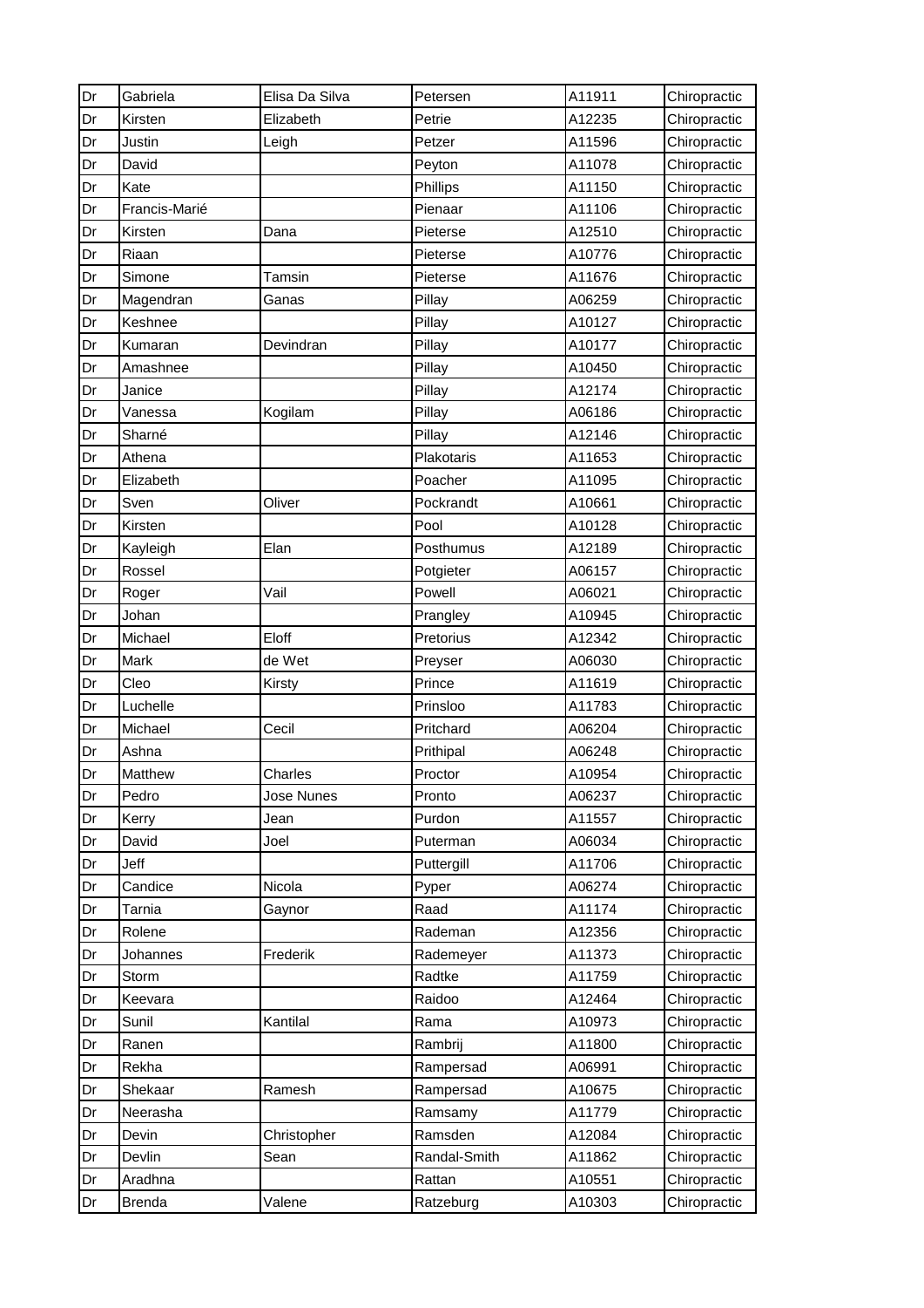| Dr | Gabriela | Elisa Da Silva | Petersen | A11911 | Chiropractic |
|---|---|---|---|---|---|
| Dr | Kirsten | Elizabeth | Petrie | A12235 | Chiropractic |
| Dr | Justin | Leigh | Petzer | A11596 | Chiropractic |
| Dr | David | | Peyton | A11078 | Chiropractic |
| Dr | Kate | | Phillips | A11150 | Chiropractic |
| Dr | Francis-Marié | | Pienaar | A11106 | Chiropractic |
| Dr | Kirsten | Dana | Pieterse | A12510 | Chiropractic |
| Dr | Riaan | | Pieterse | A10776 | Chiropractic |
| Dr | Simone | Tamsin | Pieterse | A11676 | Chiropractic |
| Dr | Magendran | Ganas | Pillay | A06259 | Chiropractic |
| Dr | Keshnee | | Pillay | A10127 | Chiropractic |
| Dr | Kumaran | Devindran | Pillay | A10177 | Chiropractic |
| Dr | Amashnee | | Pillay | A10450 | Chiropractic |
| Dr | Janice | | Pillay | A12174 | Chiropractic |
| Dr | Vanessa | Kogilam | Pillay | A06186 | Chiropractic |
| Dr | Sharné | | Pillay | A12146 | Chiropractic |
| Dr | Athena | | Plakotaris | A11653 | Chiropractic |
| Dr | Elizabeth | | Poacher | A11095 | Chiropractic |
| Dr | Sven | Oliver | Pockrandt | A10661 | Chiropractic |
| Dr | Kirsten | | Pool | A10128 | Chiropractic |
| Dr | Kayleigh | Elan | Posthumus | A12189 | Chiropractic |
| Dr | Rossel | | Potgieter | A06157 | Chiropractic |
| Dr | Roger | Vail | Powell | A06021 | Chiropractic |
| Dr | Johan | | Prangley | A10945 | Chiropractic |
| Dr | Michael | Eloff | Pretorius | A12342 | Chiropractic |
| Dr | Mark | de Wet | Preyser | A06030 | Chiropractic |
| Dr | Cleo | Kirsty | Prince | A11619 | Chiropractic |
| Dr | Luchelle | | Prinsloo | A11783 | Chiropractic |
| Dr | Michael | Cecil | Pritchard | A06204 | Chiropractic |
| Dr | Ashna | | Prithipal | A06248 | Chiropractic |
| Dr | Matthew | Charles | Proctor | A10954 | Chiropractic |
| Dr | Pedro | Jose Nunes | Pronto | A06237 | Chiropractic |
| Dr | Kerry | Jean | Purdon | A11557 | Chiropractic |
| Dr | David | Joel | Puterman | A06034 | Chiropractic |
| Dr | Jeff | | Puttergill | A11706 | Chiropractic |
| Dr | Candice | Nicola | Pyper | A06274 | Chiropractic |
| Dr | Tarnia | Gaynor | Raad | A11174 | Chiropractic |
| Dr | Rolene | | Rademan | A12356 | Chiropractic |
| Dr | Johannes | Frederik | Rademeyer | A11373 | Chiropractic |
| Dr | Storm | | Radtke | A11759 | Chiropractic |
| Dr | Keevara | | Raidoo | A12464 | Chiropractic |
| Dr | Sunil | Kantilal | Rama | A10973 | Chiropractic |
| Dr | Ranen | | Rambrij | A11800 | Chiropractic |
| Dr | Rekha | | Rampersad | A06991 | Chiropractic |
| Dr | Shekaar | Ramesh | Rampersad | A10675 | Chiropractic |
| Dr | Neerasha | | Ramsamy | A11779 | Chiropractic |
| Dr | Devin | Christopher | Ramsden | A12084 | Chiropractic |
| Dr | Devlin | Sean | Randal-Smith | A11862 | Chiropractic |
| Dr | Aradhna | | Rattan | A10551 | Chiropractic |
| Dr | Brenda | Valene | Ratzeburg | A10303 | Chiropractic |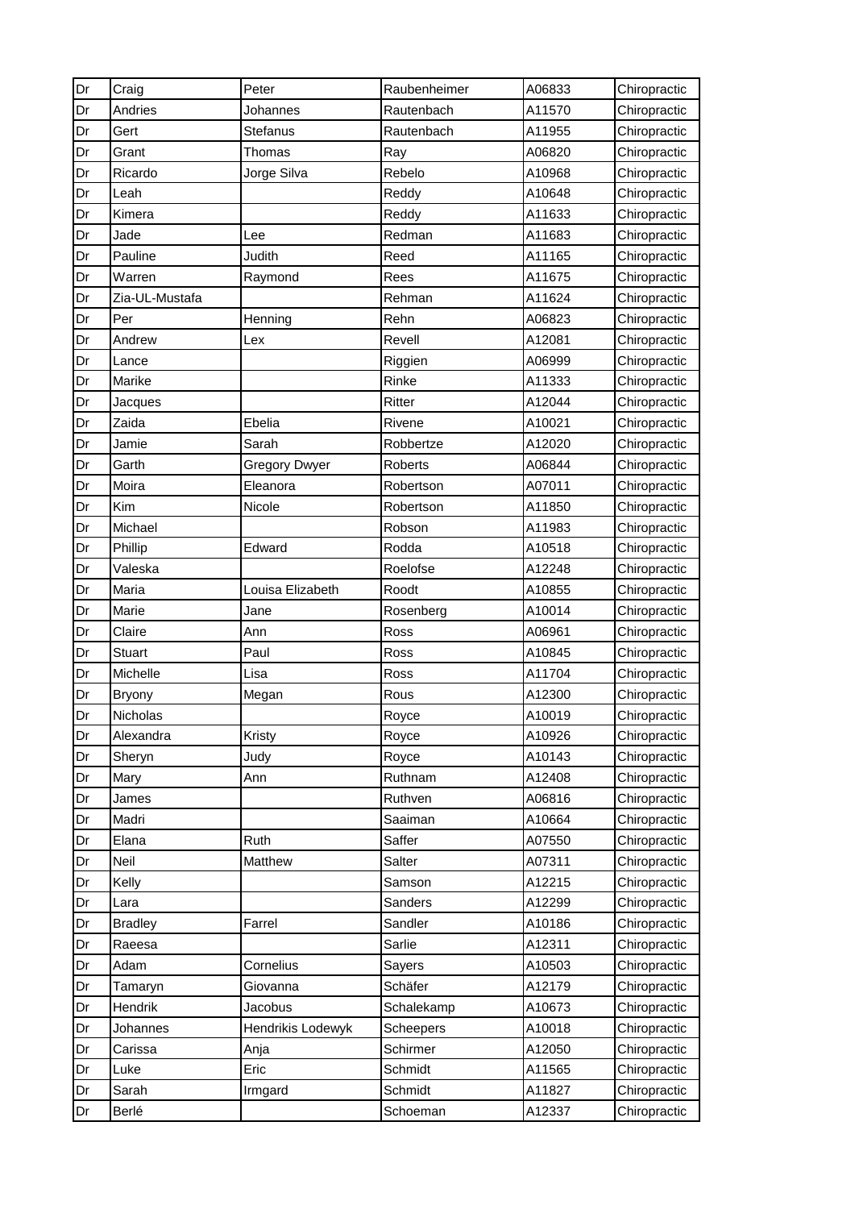| Dr | Craig | Peter | Raubenheimer | A06833 | Chiropractic |
|---|---|---|---|---|---|
| Dr | Andries | Johannes | Rautenbach | A11570 | Chiropractic |
| Dr | Gert | Stefanus | Rautenbach | A11955 | Chiropractic |
| Dr | Grant | Thomas | Ray | A06820 | Chiropractic |
| Dr | Ricardo | Jorge Silva | Rebelo | A10968 | Chiropractic |
| Dr | Leah | | Reddy | A10648 | Chiropractic |
| Dr | Kimera | | Reddy | A11633 | Chiropractic |
| Dr | Jade | Lee | Redman | A11683 | Chiropractic |
| Dr | Pauline | Judith | Reed | A11165 | Chiropractic |
| Dr | Warren | Raymond | Rees | A11675 | Chiropractic |
| Dr | Zia-UL-Mustafa | | Rehman | A11624 | Chiropractic |
| Dr | Per | Henning | Rehn | A06823 | Chiropractic |
| Dr | Andrew | Lex | Revell | A12081 | Chiropractic |
| Dr | Lance | | Riggien | A06999 | Chiropractic |
| Dr | Marike | | Rinke | A11333 | Chiropractic |
| Dr | Jacques | | Ritter | A12044 | Chiropractic |
| Dr | Zaida | Ebelia | Rivene | A10021 | Chiropractic |
| Dr | Jamie | Sarah | Robbertze | A12020 | Chiropractic |
| Dr | Garth | Gregory Dwyer | Roberts | A06844 | Chiropractic |
| Dr | Moira | Eleanora | Robertson | A07011 | Chiropractic |
| Dr | Kim | Nicole | Robertson | A11850 | Chiropractic |
| Dr | Michael | | Robson | A11983 | Chiropractic |
| Dr | Phillip | Edward | Rodda | A10518 | Chiropractic |
| Dr | Valeska | | Roelofse | A12248 | Chiropractic |
| Dr | Maria | Louisa Elizabeth | Roodt | A10855 | Chiropractic |
| Dr | Marie | Jane | Rosenberg | A10014 | Chiropractic |
| Dr | Claire | Ann | Ross | A06961 | Chiropractic |
| Dr | Stuart | Paul | Ross | A10845 | Chiropractic |
| Dr | Michelle | Lisa | Ross | A11704 | Chiropractic |
| Dr | Bryony | Megan | Rous | A12300 | Chiropractic |
| Dr | Nicholas | | Royce | A10019 | Chiropractic |
| Dr | Alexandra | Kristy | Royce | A10926 | Chiropractic |
| Dr | Sheryn | Judy | Royce | A10143 | Chiropractic |
| Dr | Mary | Ann | Ruthnam | A12408 | Chiropractic |
| Dr | James | | Ruthven | A06816 | Chiropractic |
| Dr | Madri | | Saaiman | A10664 | Chiropractic |
| Dr | Elana | Ruth | Saffer | A07550 | Chiropractic |
| Dr | Neil | Matthew | Salter | A07311 | Chiropractic |
| Dr | Kelly | | Samson | A12215 | Chiropractic |
| Dr | Lara | | Sanders | A12299 | Chiropractic |
| Dr | Bradley | Farrel | Sandler | A10186 | Chiropractic |
| Dr | Raeesa | | Sarlie | A12311 | Chiropractic |
| Dr | Adam | Cornelius | Sayers | A10503 | Chiropractic |
| Dr | Tamaryn | Giovanna | Schäfer | A12179 | Chiropractic |
| Dr | Hendrik | Jacobus | Schalekamp | A10673 | Chiropractic |
| Dr | Johannes | Hendrikis Lodewyk | Scheepers | A10018 | Chiropractic |
| Dr | Carissa | Anja | Schirmer | A12050 | Chiropractic |
| Dr | Luke | Eric | Schmidt | A11565 | Chiropractic |
| Dr | Sarah | Irmgard | Schmidt | A11827 | Chiropractic |
| Dr | Berlé | | Schoeman | A12337 | Chiropractic |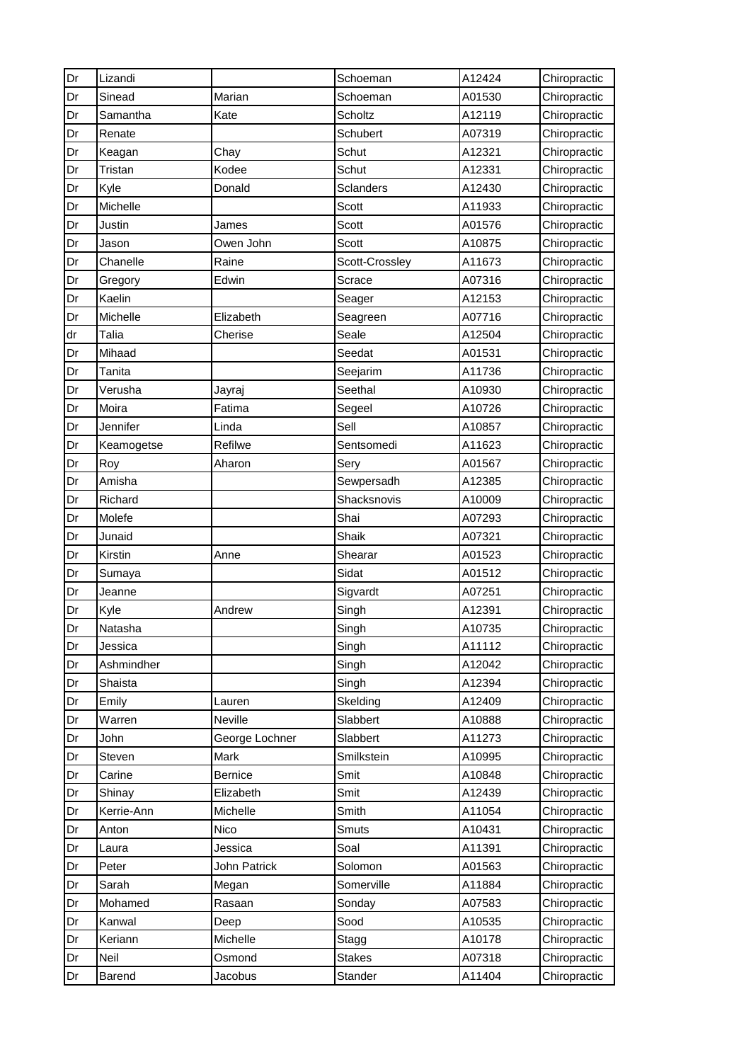| Dr | Lizandi | | Schoeman | A12424 | Chiropractic |
|---|---|---|---|---|---|
| Dr | Sinead | Marian | Schoeman | A01530 | Chiropractic |
| Dr | Samantha | Kate | Scholtz | A12119 | Chiropractic |
| Dr | Renate | | Schubert | A07319 | Chiropractic |
| Dr | Keagan | Chay | Schut | A12321 | Chiropractic |
| Dr | Tristan | Kodee | Schut | A12331 | Chiropractic |
| Dr | Kyle | Donald | Sclanders | A12430 | Chiropractic |
| Dr | Michelle | | Scott | A11933 | Chiropractic |
| Dr | Justin | James | Scott | A01576 | Chiropractic |
| Dr | Jason | Owen John | Scott | A10875 | Chiropractic |
| Dr | Chanelle | Raine | Scott-Crossley | A11673 | Chiropractic |
| Dr | Gregory | Edwin | Scrace | A07316 | Chiropractic |
| Dr | Kaelin | | Seager | A12153 | Chiropractic |
| Dr | Michelle | Elizabeth | Seagreen | A07716 | Chiropractic |
| dr | Talia | Cherise | Seale | A12504 | Chiropractic |
| Dr | Mihaad | | Seedat | A01531 | Chiropractic |
| Dr | Tanita | | Seejarim | A11736 | Chiropractic |
| Dr | Verusha | Jayraj | Seethal | A10930 | Chiropractic |
| Dr | Moira | Fatima | Segeel | A10726 | Chiropractic |
| Dr | Jennifer | Linda | Sell | A10857 | Chiropractic |
| Dr | Keamogetse | Refilwe | Sentsomedi | A11623 | Chiropractic |
| Dr | Roy | Aharon | Sery | A01567 | Chiropractic |
| Dr | Amisha | | Sewpersadh | A12385 | Chiropractic |
| Dr | Richard | | Shacksnovis | A10009 | Chiropractic |
| Dr | Molefe | | Shai | A07293 | Chiropractic |
| Dr | Junaid | | Shaik | A07321 | Chiropractic |
| Dr | Kirstin | Anne | Shearar | A01523 | Chiropractic |
| Dr | Sumaya | | Sidat | A01512 | Chiropractic |
| Dr | Jeanne | | Sigvardt | A07251 | Chiropractic |
| Dr | Kyle | Andrew | Singh | A12391 | Chiropractic |
| Dr | Natasha | | Singh | A10735 | Chiropractic |
| Dr | Jessica | | Singh | A11112 | Chiropractic |
| Dr | Ashmindher | | Singh | A12042 | Chiropractic |
| Dr | Shaista | | Singh | A12394 | Chiropractic |
| Dr | Emily | Lauren | Skelding | A12409 | Chiropractic |
| Dr | Warren | Neville | Slabbert | A10888 | Chiropractic |
| Dr | John | George Lochner | Slabbert | A11273 | Chiropractic |
| Dr | Steven | Mark | Smilkstein | A10995 | Chiropractic |
| Dr | Carine | Bernice | Smit | A10848 | Chiropractic |
| Dr | Shinay | Elizabeth | Smit | A12439 | Chiropractic |
| Dr | Kerrie-Ann | Michelle | Smith | A11054 | Chiropractic |
| Dr | Anton | Nico | Smuts | A10431 | Chiropractic |
| Dr | Laura | Jessica | Soal | A11391 | Chiropractic |
| Dr | Peter | John Patrick | Solomon | A01563 | Chiropractic |
| Dr | Sarah | Megan | Somerville | A11884 | Chiropractic |
| Dr | Mohamed | Rasaan | Sonday | A07583 | Chiropractic |
| Dr | Kanwal | Deep | Sood | A10535 | Chiropractic |
| Dr | Keriann | Michelle | Stagg | A10178 | Chiropractic |
| Dr | Neil | Osmond | Stakes | A07318 | Chiropractic |
| Dr | Barend | Jacobus | Stander | A11404 | Chiropractic |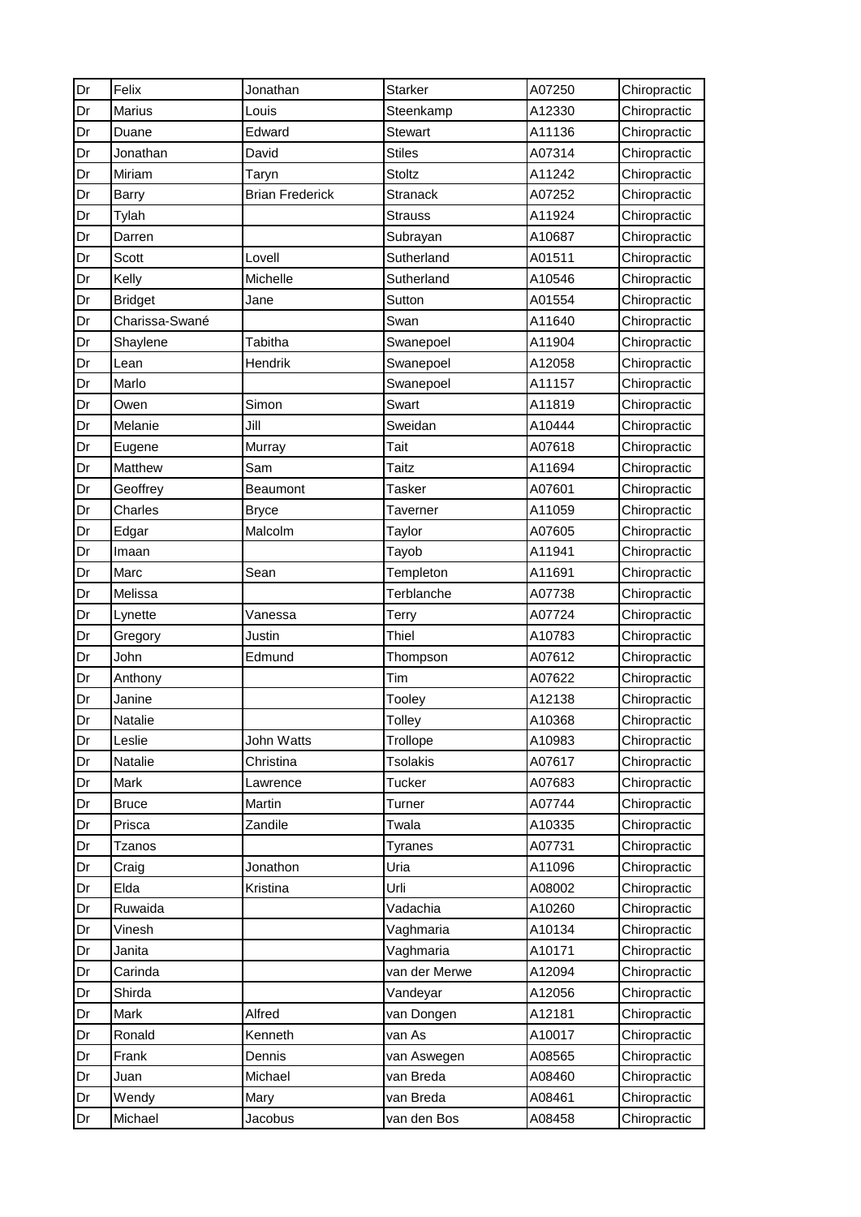| Dr | Felix | Jonathan | Starker | A07250 | Chiropractic |
|---|---|---|---|---|---|
| Dr | Marius | Louis | Steenkamp | A12330 | Chiropractic |
| Dr | Duane | Edward | Stewart | A11136 | Chiropractic |
| Dr | Jonathan | David | Stiles | A07314 | Chiropractic |
| Dr | Miriam | Taryn | Stoltz | A11242 | Chiropractic |
| Dr | Barry | Brian Frederick | Stranack | A07252 | Chiropractic |
| Dr | Tylah | | Strauss | A11924 | Chiropractic |
| Dr | Darren | | Subrayan | A10687 | Chiropractic |
| Dr | Scott | Lovell | Sutherland | A01511 | Chiropractic |
| Dr | Kelly | Michelle | Sutherland | A10546 | Chiropractic |
| Dr | Bridget | Jane | Sutton | A01554 | Chiropractic |
| Dr | Charissa-Swané | | Swan | A11640 | Chiropractic |
| Dr | Shaylene | Tabitha | Swanepoel | A11904 | Chiropractic |
| Dr | Lean | Hendrik | Swanepoel | A12058 | Chiropractic |
| Dr | Marlo | | Swanepoel | A11157 | Chiropractic |
| Dr | Owen | Simon | Swart | A11819 | Chiropractic |
| Dr | Melanie | Jill | Sweidan | A10444 | Chiropractic |
| Dr | Eugene | Murray | Tait | A07618 | Chiropractic |
| Dr | Matthew | Sam | Taitz | A11694 | Chiropractic |
| Dr | Geoffrey | Beaumont | Tasker | A07601 | Chiropractic |
| Dr | Charles | Bryce | Taverner | A11059 | Chiropractic |
| Dr | Edgar | Malcolm | Taylor | A07605 | Chiropractic |
| Dr | Imaan | | Tayob | A11941 | Chiropractic |
| Dr | Marc | Sean | Templeton | A11691 | Chiropractic |
| Dr | Melissa | | Terblanche | A07738 | Chiropractic |
| Dr | Lynette | Vanessa | Terry | A07724 | Chiropractic |
| Dr | Gregory | Justin | Thiel | A10783 | Chiropractic |
| Dr | John | Edmund | Thompson | A07612 | Chiropractic |
| Dr | Anthony | | Tim | A07622 | Chiropractic |
| Dr | Janine | | Tooley | A12138 | Chiropractic |
| Dr | Natalie | | Tolley | A10368 | Chiropractic |
| Dr | Leslie | John Watts | Trollope | A10983 | Chiropractic |
| Dr | Natalie | Christina | Tsolakis | A07617 | Chiropractic |
| Dr | Mark | Lawrence | Tucker | A07683 | Chiropractic |
| Dr | Bruce | Martin | Turner | A07744 | Chiropractic |
| Dr | Prisca | Zandile | Twala | A10335 | Chiropractic |
| Dr | Tzanos | | Tyranes | A07731 | Chiropractic |
| Dr | Craig | Jonathon | Uria | A11096 | Chiropractic |
| Dr | Elda | Kristina | Urli | A08002 | Chiropractic |
| Dr | Ruwaida | | Vadachia | A10260 | Chiropractic |
| Dr | Vinesh | | Vaghmaria | A10134 | Chiropractic |
| Dr | Janita | | Vaghmaria | A10171 | Chiropractic |
| Dr | Carinda | | van der Merwe | A12094 | Chiropractic |
| Dr | Shirda | | Vandeyar | A12056 | Chiropractic |
| Dr | Mark | Alfred | van Dongen | A12181 | Chiropractic |
| Dr | Ronald | Kenneth | van As | A10017 | Chiropractic |
| Dr | Frank | Dennis | van Aswegen | A08565 | Chiropractic |
| Dr | Juan | Michael | van Breda | A08460 | Chiropractic |
| Dr | Wendy | Mary | van Breda | A08461 | Chiropractic |
| Dr | Michael | Jacobus | van den Bos | A08458 | Chiropractic |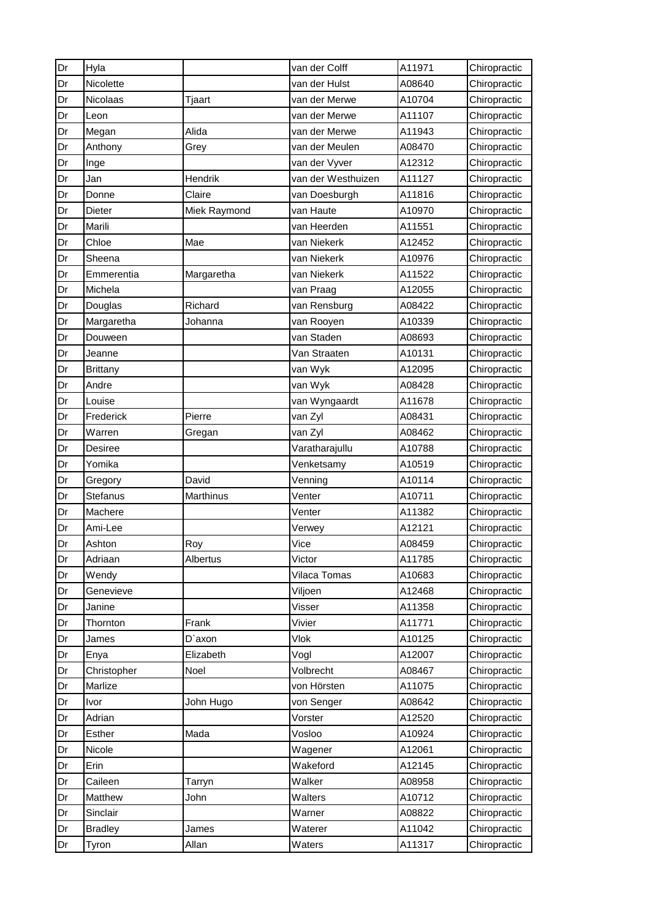| Dr | Hyla | | van der Colff | A11971 | Chiropractic |
|---|---|---|---|---|---|
| Dr | Nicolette | | van der Hulst | A08640 | Chiropractic |
| Dr | Nicolaas | Tjaart | van der Merwe | A10704 | Chiropractic |
| Dr | Leon | | van der Merwe | A11107 | Chiropractic |
| Dr | Megan | Alida | van der Merwe | A11943 | Chiropractic |
| Dr | Anthony | Grey | van der Meulen | A08470 | Chiropractic |
| Dr | Inge | | van der Vyver | A12312 | Chiropractic |
| Dr | Jan | Hendrik | van der Westhuizen | A11127 | Chiropractic |
| Dr | Donne | Claire | van Doesburgh | A11816 | Chiropractic |
| Dr | Dieter | Miek Raymond | van Haute | A10970 | Chiropractic |
| Dr | Marili | | van Heerden | A11551 | Chiropractic |
| Dr | Chloe | Mae | van Niekerk | A12452 | Chiropractic |
| Dr | Sheena | | van Niekerk | A10976 | Chiropractic |
| Dr | Emmerentia | Margaretha | van Niekerk | A11522 | Chiropractic |
| Dr | Michela | | van Praag | A12055 | Chiropractic |
| Dr | Douglas | Richard | van Rensburg | A08422 | Chiropractic |
| Dr | Margaretha | Johanna | van Rooyen | A10339 | Chiropractic |
| Dr | Douween | | van Staden | A08693 | Chiropractic |
| Dr | Jeanne | | Van Straaten | A10131 | Chiropractic |
| Dr | Brittany | | van Wyk | A12095 | Chiropractic |
| Dr | Andre | | van Wyk | A08428 | Chiropractic |
| Dr | Louise | | van Wyngaardt | A11678 | Chiropractic |
| Dr | Frederick | Pierre | van Zyl | A08431 | Chiropractic |
| Dr | Warren | Gregan | van Zyl | A08462 | Chiropractic |
| Dr | Desiree | | Varatharajullu | A10788 | Chiropractic |
| Dr | Yomika | | Venketsamy | A10519 | Chiropractic |
| Dr | Gregory | David | Venning | A10114 | Chiropractic |
| Dr | Stefanus | Marthinus | Venter | A10711 | Chiropractic |
| Dr | Machere | | Venter | A11382 | Chiropractic |
| Dr | Ami-Lee | | Verwey | A12121 | Chiropractic |
| Dr | Ashton | Roy | Vice | A08459 | Chiropractic |
| Dr | Adriaan | Albertus | Victor | A11785 | Chiropractic |
| Dr | Wendy | | Vilaca Tomas | A10683 | Chiropractic |
| Dr | Genevieve | | Viljoen | A12468 | Chiropractic |
| Dr | Janine | | Visser | A11358 | Chiropractic |
| Dr | Thornton | Frank | Vivier | A11771 | Chiropractic |
| Dr | James | D`axon | Vlok | A10125 | Chiropractic |
| Dr | Enya | Elizabeth | Vogl | A12007 | Chiropractic |
| Dr | Christopher | Noel | Volbrecht | A08467 | Chiropractic |
| Dr | Marlize | | von Hörsten | A11075 | Chiropractic |
| Dr | Ivor | John Hugo | von Senger | A08642 | Chiropractic |
| Dr | Adrian | | Vorster | A12520 | Chiropractic |
| Dr | Esther | Mada | Vosloo | A10924 | Chiropractic |
| Dr | Nicole | | Wagener | A12061 | Chiropractic |
| Dr | Erin | | Wakeford | A12145 | Chiropractic |
| Dr | Caileen | Tarryn | Walker | A08958 | Chiropractic |
| Dr | Matthew | John | Walters | A10712 | Chiropractic |
| Dr | Sinclair | | Warner | A08822 | Chiropractic |
| Dr | Bradley | James | Waterer | A11042 | Chiropractic |
| Dr | Tyron | Allan | Waters | A11317 | Chiropractic |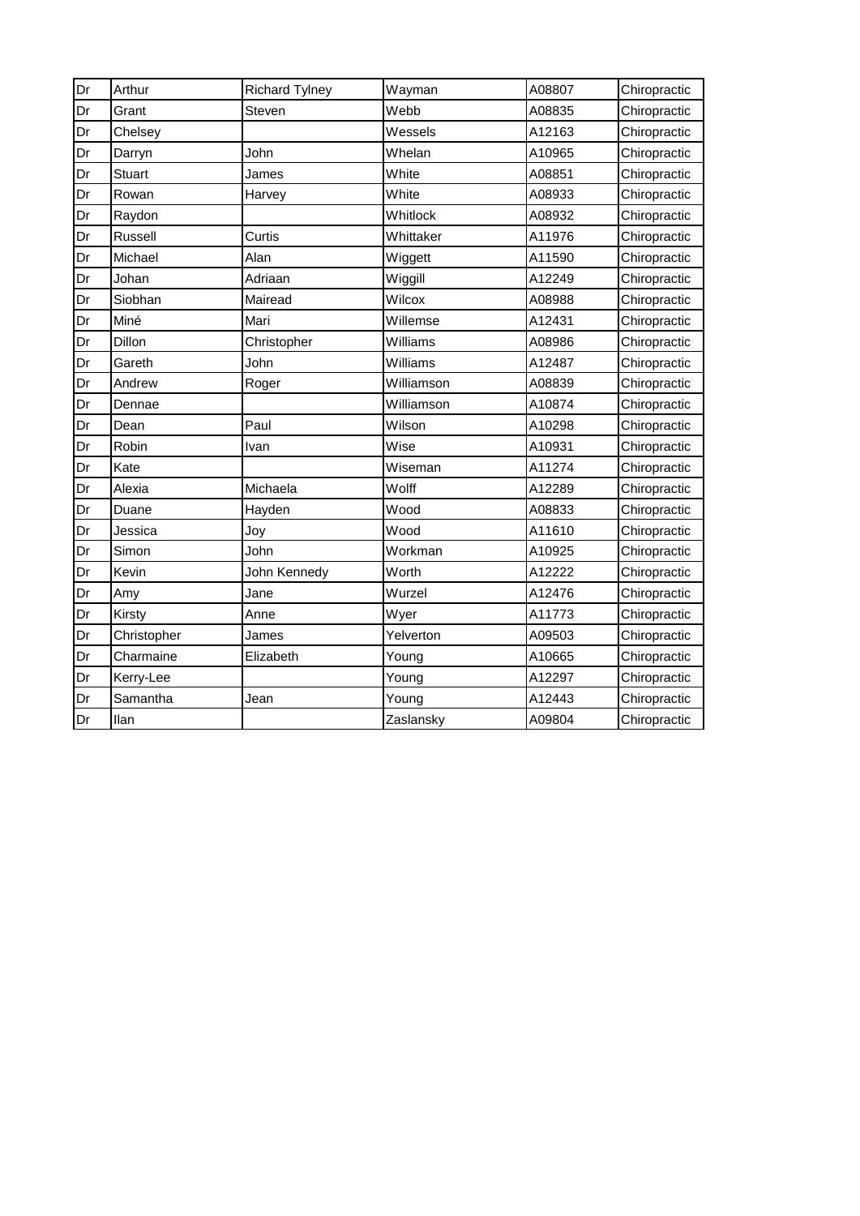| | | | | | |
|---|---|---|---|---|---|
| Dr | Arthur | Richard Tylney | Wayman | A08807 | Chiropractic |
| Dr | Grant | Steven | Webb | A08835 | Chiropractic |
| Dr | Chelsey | | Wessels | A12163 | Chiropractic |
| Dr | Darryn | John | Whelan | A10965 | Chiropractic |
| Dr | Stuart | James | White | A08851 | Chiropractic |
| Dr | Rowan | Harvey | White | A08933 | Chiropractic |
| Dr | Raydon | | Whitlock | A08932 | Chiropractic |
| Dr | Russell | Curtis | Whittaker | A11976 | Chiropractic |
| Dr | Michael | Alan | Wiggett | A11590 | Chiropractic |
| Dr | Johan | Adriaan | Wiggill | A12249 | Chiropractic |
| Dr | Siobhan | Mairead | Wilcox | A08988 | Chiropractic |
| Dr | Miné | Mari | Willemse | A12431 | Chiropractic |
| Dr | Dillon | Christopher | Williams | A08986 | Chiropractic |
| Dr | Gareth | John | Williams | A12487 | Chiropractic |
| Dr | Andrew | Roger | Williamson | A08839 | Chiropractic |
| Dr | Dennae | | Williamson | A10874 | Chiropractic |
| Dr | Dean | Paul | Wilson | A10298 | Chiropractic |
| Dr | Robin | Ivan | Wise | A10931 | Chiropractic |
| Dr | Kate | | Wiseman | A11274 | Chiropractic |
| Dr | Alexia | Michaela | Wolff | A12289 | Chiropractic |
| Dr | Duane | Hayden | Wood | A08833 | Chiropractic |
| Dr | Jessica | Joy | Wood | A11610 | Chiropractic |
| Dr | Simon | John | Workman | A10925 | Chiropractic |
| Dr | Kevin | John Kennedy | Worth | A12222 | Chiropractic |
| Dr | Amy | Jane | Wurzel | A12476 | Chiropractic |
| Dr | Kirsty | Anne | Wyer | A11773 | Chiropractic |
| Dr | Christopher | James | Yelverton | A09503 | Chiropractic |
| Dr | Charmaine | Elizabeth | Young | A10665 | Chiropractic |
| Dr | Kerry-Lee | | Young | A12297 | Chiropractic |
| Dr | Samantha | Jean | Young | A12443 | Chiropractic |
| Dr | Ilan | | Zaslansky | A09804 | Chiropractic |